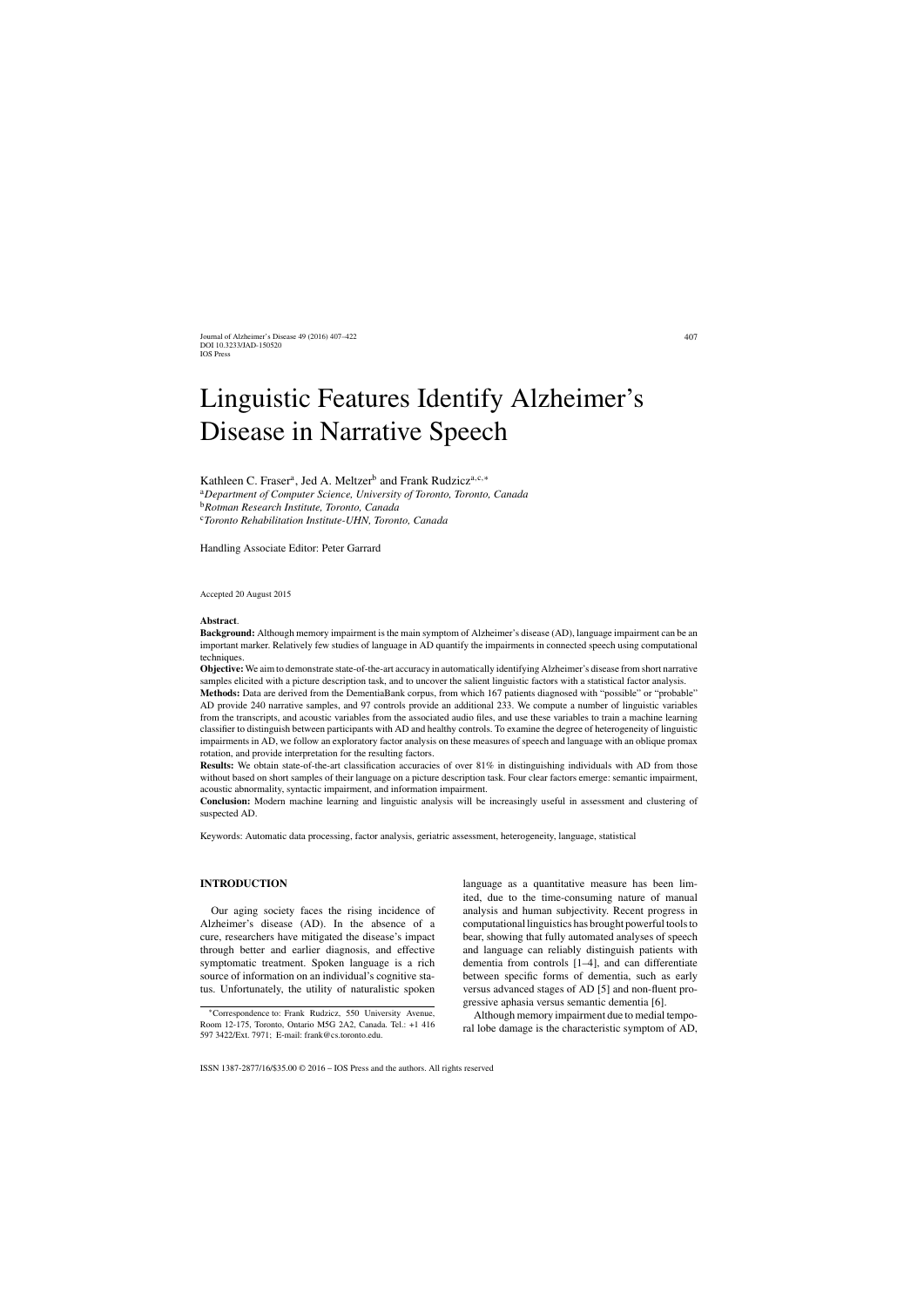# Linguistic Features Identify Alzheimer's Disease in Narrative Speech

Kathleen C. Fraser[a], Jed A. Meltzer[b] and Frank Rudzicz[a,c,*]

[a]*Department of Computer Science, University of Toronto, Toronto, Canada*
[b]*Rotman Research Institute, Toronto, Canada*
[c]*Toronto Rehabilitation Institute-UHN, Toronto, Canada*

Handling Associate Editor: Peter Garrard

Accepted 20 August 2015

**Abstract**.

**Background:** Although memory impairment is the main symptom of Alzheimer's disease (AD), language impairment can be an important marker. Relatively few studies of language in AD quantify the impairments in connected speech using computational techniques.

**Objective:** We aim to demonstrate state-of-the-art accuracy in automatically identifying Alzheimer's disease from short narrative samples elicited with a picture description task, and to uncover the salient linguistic factors with a statistical factor analysis.

**Methods:** Data are derived from the DementiaBank corpus, from which 167 patients diagnosed with "possible" or "probable" AD provide 240 narrative samples, and 97 controls provide an additional 233. We compute a number of linguistic variables from the transcripts, and acoustic variables from the associated audio files, and use these variables to train a machine learning classifier to distinguish between participants with AD and healthy controls. To examine the degree of heterogeneity of linguistic impairments in AD, we follow an exploratory factor analysis on these measures of speech and language with an oblique promax rotation, and provide interpretation for the resulting factors.

**Results:** We obtain state-of-the-art classification accuracies of over 81% in distinguishing individuals with AD from those without based on short samples of their language on a picture description task. Four clear factors emerge: semantic impairment, acoustic abnormality, syntactic impairment, and information impairment.

**Conclusion:** Modern machine learning and linguistic analysis will be increasingly useful in assessment and clustering of suspected AD.

Keywords: Automatic data processing, factor analysis, geriatric assessment, heterogeneity, language, statistical

## INTRODUCTION

Our aging society faces the rising incidence of Alzheimer's disease (AD). In the absence of a cure, researchers have mitigated the disease's impact through better and earlier diagnosis, and effective symptomatic treatment. Spoken language is a rich source of information on an individual's cognitive status. Unfortunately, the utility of naturalistic spoken language as a quantitative measure has been limited, due to the time-consuming nature of manual analysis and human subjectivity. Recent progress in computational linguistics has brought powerful tools to bear, showing that fully automated analyses of speech and language can reliably distinguish patients with dementia from controls [1–4], and can differentiate between specific forms of dementia, such as early versus advanced stages of AD [5] and non-fluent progressive aphasia versus semantic dementia [6].

Although memory impairment due to medial temporal lobe damage is the characteristic symptom of AD,

*Correspondence to: Frank Rudzicz, 550 University Avenue, Room 12-175, Toronto, Ontario M5G 2A2, Canada. Tel.: +1 416 597 3422/Ext. 7971; E-mail: frank@cs.toronto.edu.

ISSN 1387-2877/16/$35.00 © 2016 – IOS Press and the authors. All rights reserved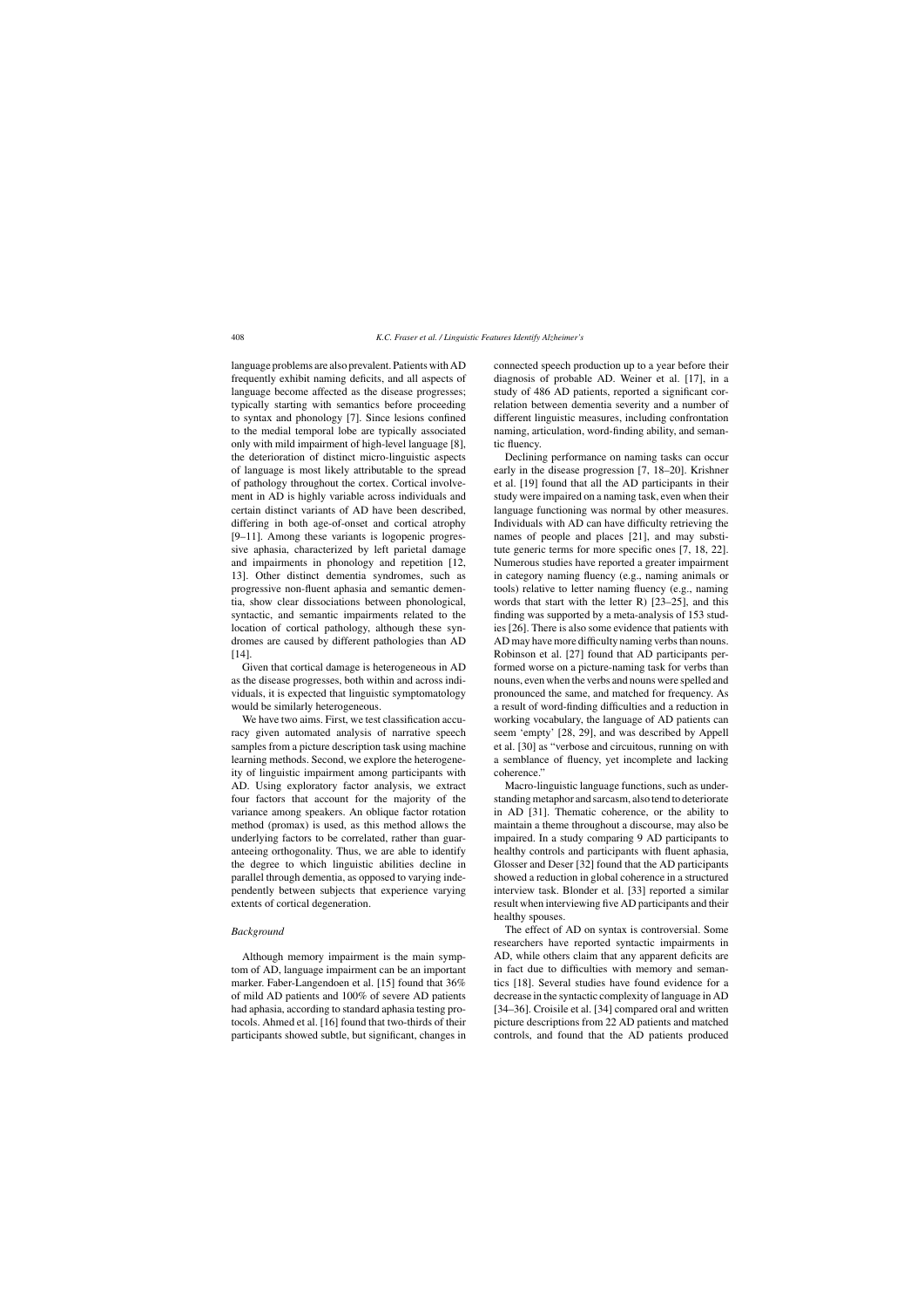language problems are also prevalent. Patients with AD frequently exhibit naming deficits, and all aspects of language become affected as the disease progresses; typically starting with semantics before proceeding to syntax and phonology [7]. Since lesions confined to the medial temporal lobe are typically associated only with mild impairment of high-level language [8], the deterioration of distinct micro-linguistic aspects of language is most likely attributable to the spread of pathology throughout the cortex. Cortical involvement in AD is highly variable across individuals and certain distinct variants of AD have been described, differing in both age-of-onset and cortical atrophy [9–11]. Among these variants is logopenic progressive aphasia, characterized by left parietal damage and impairments in phonology and repetition [12, 13]. Other distinct dementia syndromes, such as progressive non-fluent aphasia and semantic dementia, show clear dissociations between phonological, syntactic, and semantic impairments related to the location of cortical pathology, although these syndromes are caused by different pathologies than AD [14].

Given that cortical damage is heterogeneous in AD as the disease progresses, both within and across individuals, it is expected that linguistic symptomatology would be similarly heterogeneous.

We have two aims. First, we test classification accuracy given automated analysis of narrative speech samples from a picture description task using machine learning methods. Second, we explore the heterogeneity of linguistic impairment among participants with AD. Using exploratory factor analysis, we extract four factors that account for the majority of the variance among speakers. An oblique factor rotation method (promax) is used, as this method allows the underlying factors to be correlated, rather than guaranteeing orthogonality. Thus, we are able to identify the degree to which linguistic abilities decline in parallel through dementia, as opposed to varying independently between subjects that experience varying extents of cortical degeneration.

### *Background*

Although memory impairment is the main symptom of AD, language impairment can be an important marker. Faber-Langendoen et al. [15] found that 36% of mild AD patients and 100% of severe AD patients had aphasia, according to standard aphasia testing protocols. Ahmed et al. [16] found that two-thirds of their participants showed subtle, but significant, changes in connected speech production up to a year before their diagnosis of probable AD. Weiner et al. [17], in a study of 486 AD patients, reported a significant correlation between dementia severity and a number of different linguistic measures, including confrontation naming, articulation, word-finding ability, and semantic fluency.

Declining performance on naming tasks can occur early in the disease progression [7, 18–20]. Krishner et al. [19] found that all the AD participants in their study were impaired on a naming task, even when their language functioning was normal by other measures. Individuals with AD can have difficulty retrieving the names of people and places [21], and may substitute generic terms for more specific ones [7, 18, 22]. Numerous studies have reported a greater impairment in category naming fluency (e.g., naming animals or tools) relative to letter naming fluency (e.g., naming words that start with the letter R) [23–25], and this finding was supported by a meta-analysis of 153 studies [26]. There is also some evidence that patients with AD may have more difficulty naming verbs than nouns. Robinson et al. [27] found that AD participants performed worse on a picture-naming task for verbs than nouns, even when the verbs and nouns were spelled and pronounced the same, and matched for frequency. As a result of word-finding difficulties and a reduction in working vocabulary, the language of AD patients can seem 'empty' [28, 29], and was described by Appell et al. [30] as "verbose and circuitous, running on with a semblance of fluency, yet incomplete and lacking coherence."

Macro-linguistic language functions, such as understanding metaphor and sarcasm, also tend to deteriorate in AD [31]. Thematic coherence, or the ability to maintain a theme throughout a discourse, may also be impaired. In a study comparing 9 AD participants to healthy controls and participants with fluent aphasia, Glosser and Deser [32] found that the AD participants showed a reduction in global coherence in a structured interview task. Blonder et al. [33] reported a similar result when interviewing five AD participants and their healthy spouses.

The effect of AD on syntax is controversial. Some researchers have reported syntactic impairments in AD, while others claim that any apparent deficits are in fact due to difficulties with memory and semantics [18]. Several studies have found evidence for a decrease in the syntactic complexity of language in AD [34–36]. Croisile et al. [34] compared oral and written picture descriptions from 22 AD patients and matched controls, and found that the AD patients produced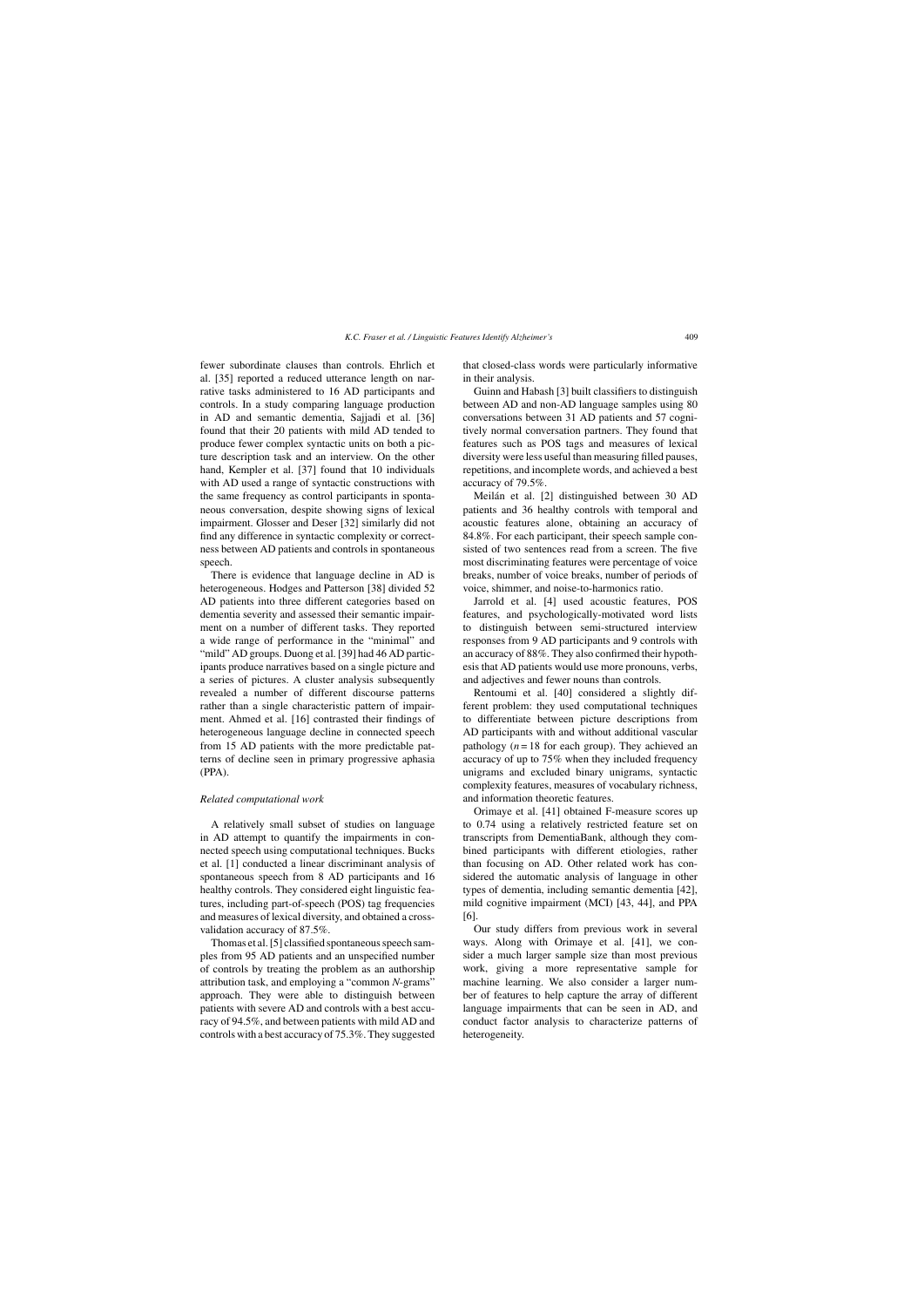fewer subordinate clauses than controls. Ehrlich et al. [35] reported a reduced utterance length on narrative tasks administered to 16 AD participants and controls. In a study comparing language production in AD and semantic dementia, Sajjadi et al. [36] found that their 20 patients with mild AD tended to produce fewer complex syntactic units on both a picture description task and an interview. On the other hand, Kempler et al. [37] found that 10 individuals with AD used a range of syntactic constructions with the same frequency as control participants in spontaneous conversation, despite showing signs of lexical impairment. Glosser and Deser [32] similarly did not find any difference in syntactic complexity or correctness between AD patients and controls in spontaneous speech.

There is evidence that language decline in AD is heterogeneous. Hodges and Patterson [38] divided 52 AD patients into three different categories based on dementia severity and assessed their semantic impairment on a number of different tasks. They reported a wide range of performance in the "minimal" and "mild" AD groups. Duong et al. [39] had 46 AD participants produce narratives based on a single picture and a series of pictures. A cluster analysis subsequently revealed a number of different discourse patterns rather than a single characteristic pattern of impairment. Ahmed et al. [16] contrasted their findings of heterogeneous language decline in connected speech from 15 AD patients with the more predictable patterns of decline seen in primary progressive aphasia (PPA).

### *Related computational work*

A relatively small subset of studies on language in AD attempt to quantify the impairments in connected speech using computational techniques. Bucks et al. [1] conducted a linear discriminant analysis of spontaneous speech from 8 AD participants and 16 healthy controls. They considered eight linguistic features, including part-of-speech (POS) tag frequencies and measures of lexical diversity, and obtained a cross-validation accuracy of 87.5%.

Thomas et al. [5] classified spontaneous speech samples from 95 AD patients and an unspecified number of controls by treating the problem as an authorship attribution task, and employing a "common *N*-grams" approach. They were able to distinguish between patients with severe AD and controls with a best accuracy of 94.5%, and between patients with mild AD and controls with a best accuracy of 75.3%. They suggested that closed-class words were particularly informative in their analysis.

Guinn and Habash [3] built classifiers to distinguish between AD and non-AD language samples using 80 conversations between 31 AD patients and 57 cognitively normal conversation partners. They found that features such as POS tags and measures of lexical diversity were less useful than measuring filled pauses, repetitions, and incomplete words, and achieved a best accuracy of 79.5%.

Meilán et al. [2] distinguished between 30 AD patients and 36 healthy controls with temporal and acoustic features alone, obtaining an accuracy of 84.8%. For each participant, their speech sample consisted of two sentences read from a screen. The five most discriminating features were percentage of voice breaks, number of voice breaks, number of periods of voice, shimmer, and noise-to-harmonics ratio.

Jarrold et al. [4] used acoustic features, POS features, and psychologically-motivated word lists to distinguish between semi-structured interview responses from 9 AD participants and 9 controls with an accuracy of 88%. They also confirmed their hypothesis that AD patients would use more pronouns, verbs, and adjectives and fewer nouns than controls.

Rentoumi et al. [40] considered a slightly different problem: they used computational techniques to differentiate between picture descriptions from AD participants with and without additional vascular pathology ($n = 18$ for each group). They achieved an accuracy of up to 75% when they included frequency unigrams and excluded binary unigrams, syntactic complexity features, measures of vocabulary richness, and information theoretic features.

Orimaye et al. [41] obtained F-measure scores up to 0.74 using a relatively restricted feature set on transcripts from DementiaBank, although they combined participants with different etiologies, rather than focusing on AD. Other related work has considered the automatic analysis of language in other types of dementia, including semantic dementia [42], mild cognitive impairment (MCI) [43, 44], and PPA [6].

Our study differs from previous work in several ways. Along with Orimaye et al. [41], we consider a much larger sample size than most previous work, giving a more representative sample for machine learning. We also consider a larger number of features to help capture the array of different language impairments that can be seen in AD, and conduct factor analysis to characterize patterns of heterogeneity.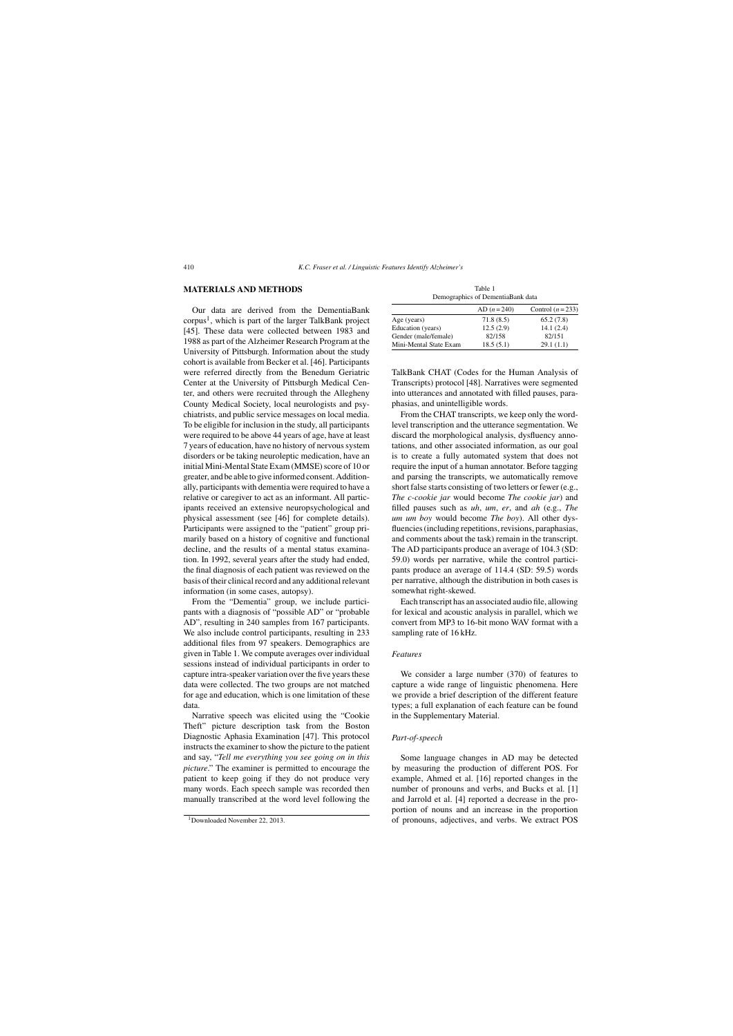## MATERIALS AND METHODS

Our data are derived from the DementiaBank corpus[1], which is part of the larger TalkBank project [45]. These data were collected between 1983 and 1988 as part of the Alzheimer Research Program at the University of Pittsburgh. Information about the study cohort is available from Becker et al. [46]. Participants were referred directly from the Benedum Geriatric Center at the University of Pittsburgh Medical Center, and others were recruited through the Allegheny County Medical Society, local neurologists and psychiatrists, and public service messages on local media. To be eligible for inclusion in the study, all participants were required to be above 44 years of age, have at least 7 years of education, have no history of nervous system disorders or be taking neuroleptic medication, have an initial Mini-Mental State Exam (MMSE) score of 10 or greater, and be able to give informed consent. Additionally, participants with dementia were required to have a relative or caregiver to act as an informant. All participants received an extensive neuropsychological and physical assessment (see [46] for complete details). Participants were assigned to the "patient" group primarily based on a history of cognitive and functional decline, and the results of a mental status examination. In 1992, several years after the study had ended, the final diagnosis of each patient was reviewed on the basis of their clinical record and any additional relevant information (in some cases, autopsy).

From the "Dementia" group, we include participants with a diagnosis of "possible AD" or "probable AD", resulting in 240 samples from 167 participants. We also include control participants, resulting in 233 additional files from 97 speakers. Demographics are given in Table 1. We compute averages over individual sessions instead of individual participants in order to capture intra-speaker variation over the five years these data were collected. The two groups are not matched for age and education, which is one limitation of these data.

Table 1
Demographics of DementiaBank data

| | AD ($n = 240$) | Control ($n = 233$) |
|---|---|---|
| Age (years) | 71.8 (8.5) | 65.2 (7.8) |
| Education (years) | 12.5 (2.9) | 14.1 (2.4) |
| Gender (male/female) | 82/158 | 82/151 |
| Mini-Mental State Exam | 18.5 (5.1) | 29.1 (1.1) |

Narrative speech was elicited using the "Cookie Theft" picture description task from the Boston Diagnostic Aphasia Examination [47]. This protocol instructs the examiner to show the picture to the patient and say, "*Tell me everything you see going on in this picture*." The examiner is permitted to encourage the patient to keep going if they do not produce very many words. Each speech sample was recorded then manually transcribed at the word level following the TalkBank CHAT (Codes for the Human Analysis of Transcripts) protocol [48]. Narratives were segmented into utterances and annotated with filled pauses, paraphasias, and unintelligible words.

From the CHAT transcripts, we keep only the word-level transcription and the utterance segmentation. We discard the morphological analysis, dysfluency annotations, and other associated information, as our goal is to create a fully automated system that does not require the input of a human annotator. Before tagging and parsing the transcripts, we automatically remove short false starts consisting of two letters or fewer (e.g., *The c-cookie jar* would become *The cookie jar*) and filled pauses such as *uh*, *um*, *er*, and *ah* (e.g., *The um um boy* would become *The boy*). All other dysfluencies (including repetitions, revisions, paraphasias, and comments about the task) remain in the transcript. The AD participants produce an average of 104.3 (SD: 59.0) words per narrative, while the control participants produce an average of 114.4 (SD: 59.5) words per narrative, although the distribution in both cases is somewhat right-skewed.

Each transcript has an associated audio file, allowing for lexical and acoustic analysis in parallel, which we convert from MP3 to 16-bit mono WAV format with a sampling rate of 16 kHz.

### *Features*

We consider a large number (370) of features to capture a wide range of linguistic phenomena. Here we provide a brief description of the different feature types; a full explanation of each feature can be found in the Supplementary Material.

### *Part-of-speech*

Some language changes in AD may be detected by measuring the production of different POS. For example, Ahmed et al. [16] reported changes in the number of pronouns and verbs, and Bucks et al. [1] and Jarrold et al. [4] reported a decrease in the proportion of nouns and an increase in the proportion of pronouns, adjectives, and verbs. We extract POS

[1]Downloaded November 22, 2013.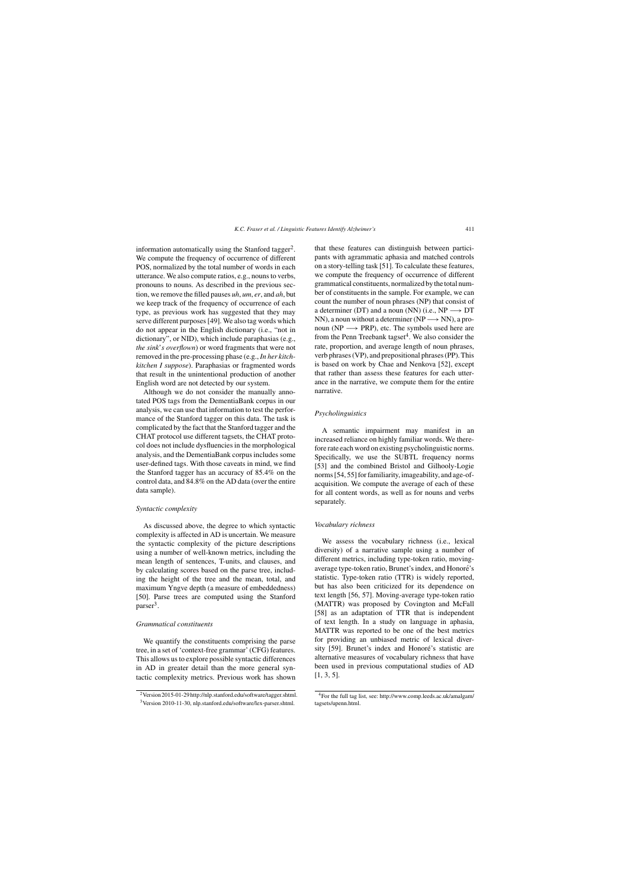information automatically using the Stanford tagger[2]. We compute the frequency of occurrence of different POS, normalized by the total number of words in each utterance. We also compute ratios, e.g., nouns to verbs, pronouns to nouns. As described in the previous section, we remove the filled pauses *uh*, *um*, *er*, and *ah*, but we keep track of the frequency of occurrence of each type, as previous work has suggested that they may serve different purposes [49]. We also tag words which do not appear in the English dictionary (i.e., "not in dictionary", or NID), which include paraphasias (e.g., *the sink's overflown*) or word fragments that were not removed in the pre-processing phase (e.g., *In her kitch-kitchen I suppose*). Paraphasias or fragmented words that result in the unintentional production of another English word are not detected by our system.

Although we do not consider the manually annotated POS tags from the DementiaBank corpus in our analysis, we can use that information to test the performance of the Stanford tagger on this data. The task is complicated by the fact that the Stanford tagger and the CHAT protocol use different tagsets, the CHAT protocol does not include dysfluencies in the morphological analysis, and the DementiaBank corpus includes some user-defined tags. With those caveats in mind, we find the Stanford tagger has an accuracy of 85.4% on the control data, and 84.8% on the AD data (over the entire data sample).

*Syntactic complexity*

As discussed above, the degree to which syntactic complexity is affected in AD is uncertain. We measure the syntactic complexity of the picture descriptions using a number of well-known metrics, including the mean length of sentences, T-units, and clauses, and by calculating scores based on the parse tree, including the height of the tree and the mean, total, and maximum Yngve depth (a measure of embeddedness) [50]. Parse trees are computed using the Stanford parser[3].

*Grammatical constituents*

We quantify the constituents comprising the parse tree, in a set of 'context-free grammar' (CFG) features. This allows us to explore possible syntactic differences in AD in greater detail than the more general syntactic complexity metrics. Previous work has shown that these features can distinguish between participants with agrammatic aphasia and matched controls on a story-telling task [51]. To calculate these features, we compute the frequency of occurrence of different grammatical constituents, normalized by the total number of constituents in the sample. For example, we can count the number of noun phrases (NP) that consist of a determiner (DT) and a noun (NN) (i.e., NP $\longrightarrow$ DT NN), a noun without a determiner (NP $\longrightarrow$ NN), a pronoun (NP $\longrightarrow$ PRP), etc. The symbols used here are from the Penn Treebank tagset[4]. We also consider the rate, proportion, and average length of noun phrases, verb phrases (VP), and prepositional phrases (PP). This is based on work by Chae and Nenkova [52], except that rather than assess these features for each utterance in the narrative, we compute them for the entire narrative.

*Psycholinguistics*

A semantic impairment may manifest in an increased reliance on highly familiar words. We therefore rate each word on existing psycholinguistic norms. Specifically, we use the SUBTL frequency norms [53] and the combined Bristol and Gilhooly-Logie norms [54, 55] for familiarity, imageability, and age-of-acquisition. We compute the average of each of these for all content words, as well as for nouns and verbs separately.

*Vocabulary richness*

We assess the vocabulary richness (i.e., lexical diversity) of a narrative sample using a number of different metrics, including type-token ratio, moving-average type-token ratio, Brunet's index, and Honoré's statistic. Type-token ratio (TTR) is widely reported, but has also been criticized for its dependence on text length [56, 57]. Moving-average type-token ratio (MATTR) was proposed by Covington and McFall [58] as an adaptation of TTR that is independent of text length. In a study on language in aphasia, MATTR was reported to be one of the best metrics for providing an unbiased metric of lexical diversity [59]. Brunet's index and Honoré's statistic are alternative measures of vocabulary richness that have been used in previous computational studies of AD [1, 3, 5].

[2] Version 2015-01-29 http://nlp.stanford.edu/software/tagger.shtml.

[3] Version 2010-11-30, nlp.stanford.edu/software/lex-parser.shtml.

[4] For the full tag list, see: http://www.comp.leeds.ac.uk/amalgam/tagsets/upenn.html.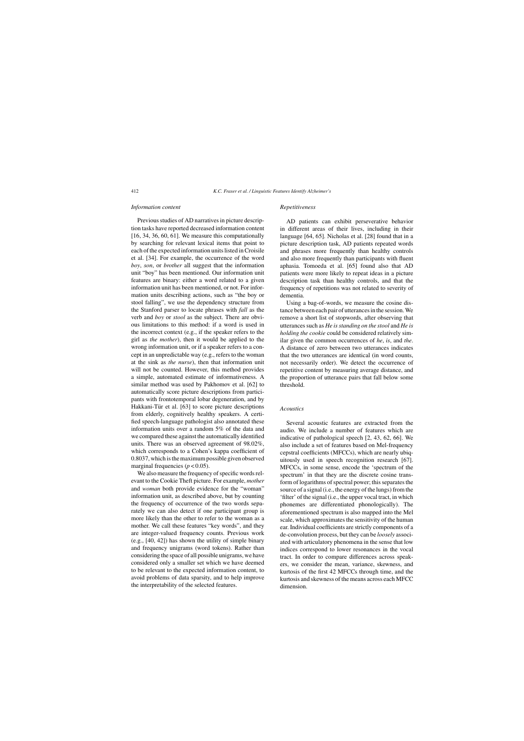### *Information content*

Previous studies of AD narratives in picture description tasks have reported decreased information content [16, 34, 36, 60, 61]. We measure this computationally by searching for relevant lexical items that point to each of the expected information units listed in Croisile et al. [34]. For example, the occurrence of the word *boy*, *son*, or *brother* all suggest that the information unit "boy" has been mentioned. Our information unit features are binary: either a word related to a given information unit has been mentioned, or not. For information units describing actions, such as "the boy or stool falling", we use the dependency structure from the Stanford parser to locate phrases with *fall* as the verb and *boy* or *stool* as the subject. There are obvious limitations to this method: if a word is used in the incorrect context (e.g., if the speaker refers to the girl as *the mother*), then it would be applied to the wrong information unit, or if a speaker refers to a concept in an unpredictable way (e.g., refers to the woman at the sink as *the nurse*), then that information unit will not be counted. However, this method provides a simple, automated estimate of informativeness. A similar method was used by Pakhomov et al. [62] to automatically score picture descriptions from participants with frontotemporal lobar degeneration, and by Hakkani-Tür et al. [63] to score picture descriptions from elderly, cognitively healthy speakers. A certified speech-language pathologist also annotated these information units over a random 5% of the data and we compared these against the automatically identified units. There was an observed agreement of 98.02%, which corresponds to a Cohen's kappa coefficient of 0.8037, which is the maximum possible given observed marginal frequencies ($p < 0.05$).

We also measure the frequency of specific words relevant to the Cookie Theft picture. For example, *mother* and *woman* both provide evidence for the "woman" information unit, as described above, but by counting the frequency of occurrence of the two words separately we can also detect if one participant group is more likely than the other to refer to the woman as a mother. We call these features "key words", and they are integer-valued frequency counts. Previous work (e.g., [40, 42]) has shown the utility of simple binary and frequency unigrams (word tokens). Rather than considering the space of all possible unigrams, we have considered only a smaller set which we have deemed to be relevant to the expected information content, to avoid problems of data sparsity, and to help improve the interpretability of the selected features.

### *Repetitiveness*

AD patients can exhibit perseverative behavior in different areas of their lives, including in their language [64, 65]. Nicholas et al. [28] found that in a picture description task, AD patients repeated words and phrases more frequently than healthy controls and also more frequently than participants with fluent aphasia. Tomoeda et al. [65] found also that AD patients were more likely to repeat ideas in a picture description task than healthy controls, and that the frequency of repetitions was not related to severity of dementia.

Using a bag-of-words, we measure the cosine distance between each pair of utterances in the session. We remove a short list of stopwords, after observing that utterances such as *He is standing on the stool* and *He is holding the cookie* could be considered relatively similar given the common occurrences of *he*, *is*, and *the*. A distance of zero between two utterances indicates that the two utterances are identical (in word counts, not necessarily order). We detect the occurrence of repetitive content by measuring average distance, and the proportion of utterance pairs that fall below some threshold.

### *Acoustics*

Several acoustic features are extracted from the audio. We include a number of features which are indicative of pathological speech [2, 43, 62, 66]. We also include a set of features based on Mel-frequency cepstral coefficients (MFCCs), which are nearly ubiquitously used in speech recognition research [67]. MFCCs, in some sense, encode the 'spectrum of the spectrum' in that they are the discrete cosine transform of logarithms of spectral power; this separates the source of a signal (i.e., the energy of the lungs) from the 'filter' of the signal (i.e., the upper vocal tract, in which phonemes are differentiated phonologically). The aforementioned spectrum is also mapped into the Mel scale, which approximates the sensitivity of the human ear. Individual coefficients are strictly components of a de-convolution process, but they can be *loosely* associated with articulatory phenomena in the sense that low indices correspond to lower resonances in the vocal tract. In order to compare differences across speakers, we consider the mean, variance, skewness, and kurtosis of the first 42 MFCCs through time, and the kurtosis and skewness of the means across each MFCC dimension.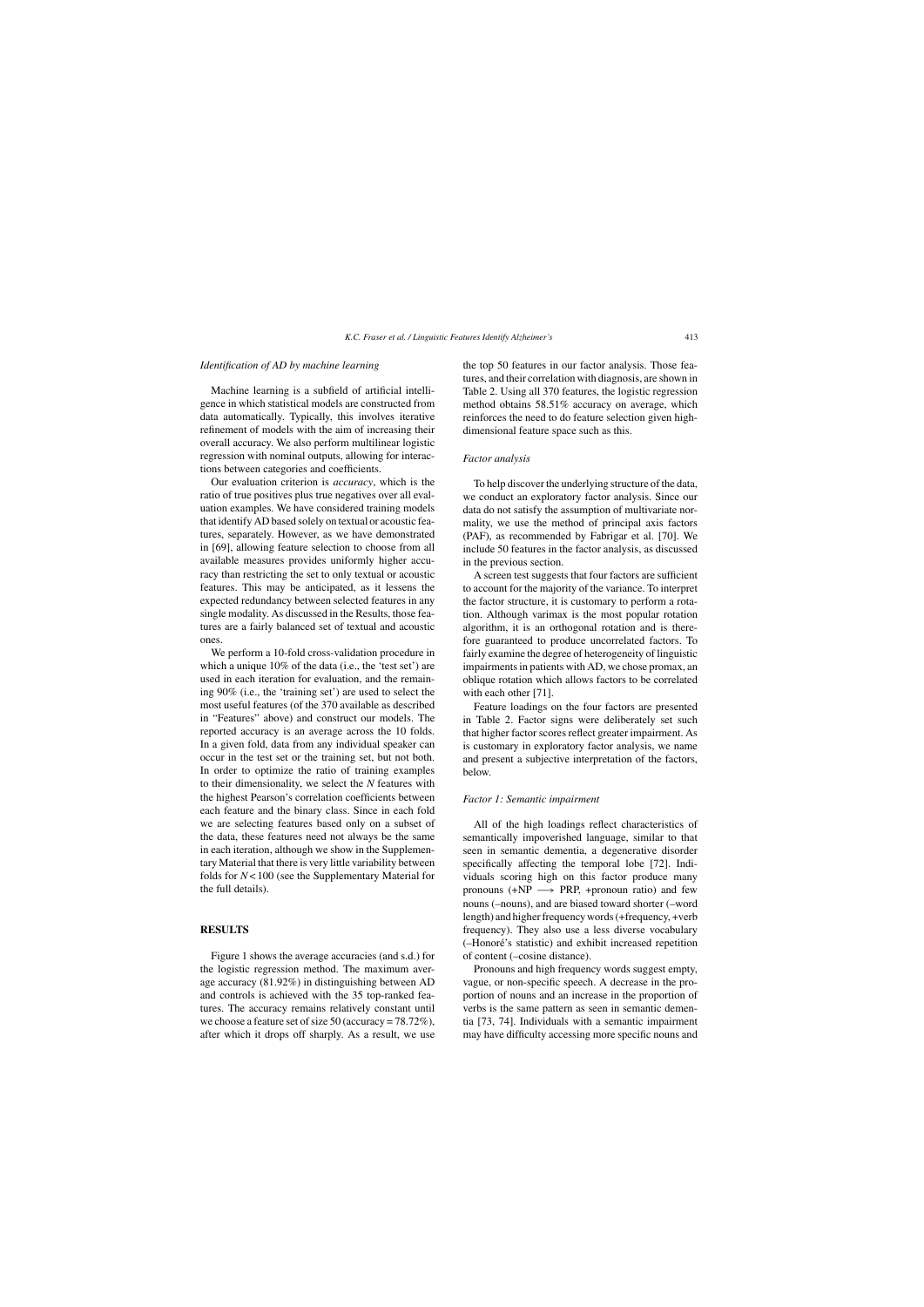### *Identification of AD by machine learning*

Machine learning is a subfield of artificial intelligence in which statistical models are constructed from data automatically. Typically, this involves iterative refinement of models with the aim of increasing their overall accuracy. We also perform multilinear logistic regression with nominal outputs, allowing for interactions between categories and coefficients.

Our evaluation criterion is *accuracy*, which is the ratio of true positives plus true negatives over all evaluation examples. We have considered training models that identify AD based solely on textual or acoustic features, separately. However, as we have demonstrated in [69], allowing feature selection to choose from all available measures provides uniformly higher accuracy than restricting the set to only textual or acoustic features. This may be anticipated, as it lessens the expected redundancy between selected features in any single modality. As discussed in the Results, those features are a fairly balanced set of textual and acoustic ones.

We perform a 10-fold cross-validation procedure in which a unique 10% of the data (i.e., the 'test set') are used in each iteration for evaluation, and the remaining 90% (i.e., the 'training set') are used to select the most useful features (of the 370 available as described in "Features" above) and construct our models. The reported accuracy is an average across the 10 folds. In a given fold, data from any individual speaker can occur in the test set or the training set, but not both. In order to optimize the ratio of training examples to their dimensionality, we select the $N$ features with the highest Pearson's correlation coefficients between each feature and the binary class. Since in each fold we are selecting features based only on a subset of the data, these features need not always be the same in each iteration, although we show in the Supplementary Material that there is very little variability between folds for $N < 100$ (see the Supplementary Material for the full details).

## RESULTS

Figure 1 shows the average accuracies (and s.d.) for the logistic regression method. The maximum average accuracy (81.92%) in distinguishing between AD and controls is achieved with the 35 top-ranked features. The accuracy remains relatively constant until we choose a feature set of size 50 (accuracy = 78.72%), after which it drops off sharply. As a result, we use the top 50 features in our factor analysis. Those features, and their correlation with diagnosis, are shown in Table 2. Using all 370 features, the logistic regression method obtains 58.51% accuracy on average, which reinforces the need to do feature selection given high-dimensional feature space such as this.

### *Factor analysis*

To help discover the underlying structure of the data, we conduct an exploratory factor analysis. Since our data do not satisfy the assumption of multivariate normality, we use the method of principal axis factors (PAF), as recommended by Fabrigar et al. [70]. We include 50 features in the factor analysis, as discussed in the previous section.

A screen test suggests that four factors are sufficient to account for the majority of the variance. To interpret the factor structure, it is customary to perform a rotation. Although varimax is the most popular rotation algorithm, it is an orthogonal rotation and is therefore guaranteed to produce uncorrelated factors. To fairly examine the degree of heterogeneity of linguistic impairments in patients with AD, we chose promax, an oblique rotation which allows factors to be correlated with each other [71].

Feature loadings on the four factors are presented in Table 2. Factor signs were deliberately set such that higher factor scores reflect greater impairment. As is customary in exploratory factor analysis, we name and present a subjective interpretation of the factors, below.

### *Factor 1: Semantic impairment*

All of the high loadings reflect characteristics of semantically impoverished language, similar to that seen in semantic dementia, a degenerative disorder specifically affecting the temporal lobe [72]. Individuals scoring high on this factor produce many pronouns (+NP $\longrightarrow$ PRP, +pronoun ratio) and few nouns (–nouns), and are biased toward shorter (–word length) and higher frequency words (+frequency, +verb frequency). They also use a less diverse vocabulary (–Honoré's statistic) and exhibit increased repetition of content (–cosine distance).

Pronouns and high frequency words suggest empty, vague, or non-specific speech. A decrease in the proportion of nouns and an increase in the proportion of verbs is the same pattern as seen in semantic dementia [73, 74]. Individuals with a semantic impairment may have difficulty accessing more specific nouns and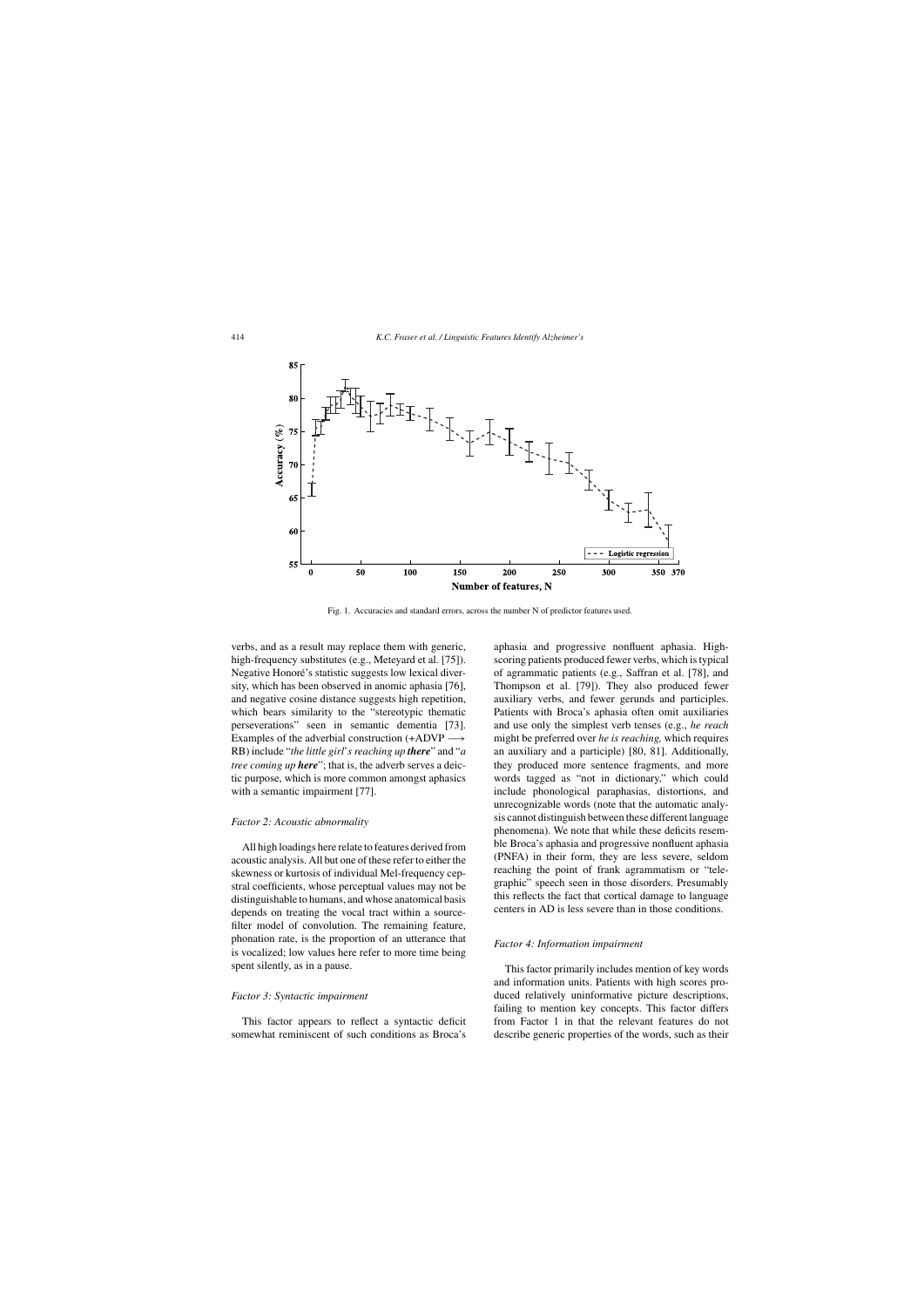Fig. 1. Accuracies and standard errors, across the number N of predictor features used.

verbs, and as a result may replace them with generic, high-frequency substitutes (e.g., Meteyard et al. [75]). Negative Honoré's statistic suggests low lexical diversity, which has been observed in anomic aphasia [76], and negative cosine distance suggests high repetition, which bears similarity to the "stereotypic thematic perseverations" seen in semantic dementia [73]. Examples of the adverbial construction (+ADVP $\longrightarrow$ RB) include "*the little girl's reaching up **there***" and "*a tree coming up **here***"; that is, the adverb serves a deictic purpose, which is more common amongst aphasics with a semantic impairment [77].

### Factor 2: Acoustic abnormality

All high loadings here relate to features derived from acoustic analysis. All but one of these refer to either the skewness or kurtosis of individual Mel-frequency cepstral coefficients, whose perceptual values may not be distinguishable to humans, and whose anatomical basis depends on treating the vocal tract within a source-filter model of convolution. The remaining feature, phonation rate, is the proportion of an utterance that is vocalized; low values here refer to more time being spent silently, as in a pause.

### Factor 3: Syntactic impairment

This factor appears to reflect a syntactic deficit somewhat reminiscent of such conditions as Broca's aphasia and progressive nonfluent aphasia. High-scoring patients produced fewer verbs, which is typical of agrammatic patients (e.g., Saffran et al. [78], and Thompson et al. [79]). They also produced fewer auxiliary verbs, and fewer gerunds and participles. Patients with Broca's aphasia often omit auxiliaries and use only the simplest verb tenses (e.g., *he reach* might be preferred over *he is reaching,* which requires an auxiliary and a participle) [80, 81]. Additionally, they produced more sentence fragments, and more words tagged as "not in dictionary," which could include phonological paraphasias, distortions, and unrecognizable words (note that the automatic analysis cannot distinguish between these different language phenomena). We note that while these deficits resemble Broca's aphasia and progressive nonfluent aphasia (PNFA) in their form, they are less severe, seldom reaching the point of frank agrammatism or "telegraphic" speech seen in those disorders. Presumably this reflects the fact that cortical damage to language centers in AD is less severe than in those conditions.

### Factor 4: Information impairment

This factor primarily includes mention of key words and information units. Patients with high scores produced relatively uninformative picture descriptions, failing to mention key concepts. This factor differs from Factor 1 in that the relevant features do not describe generic properties of the words, such as their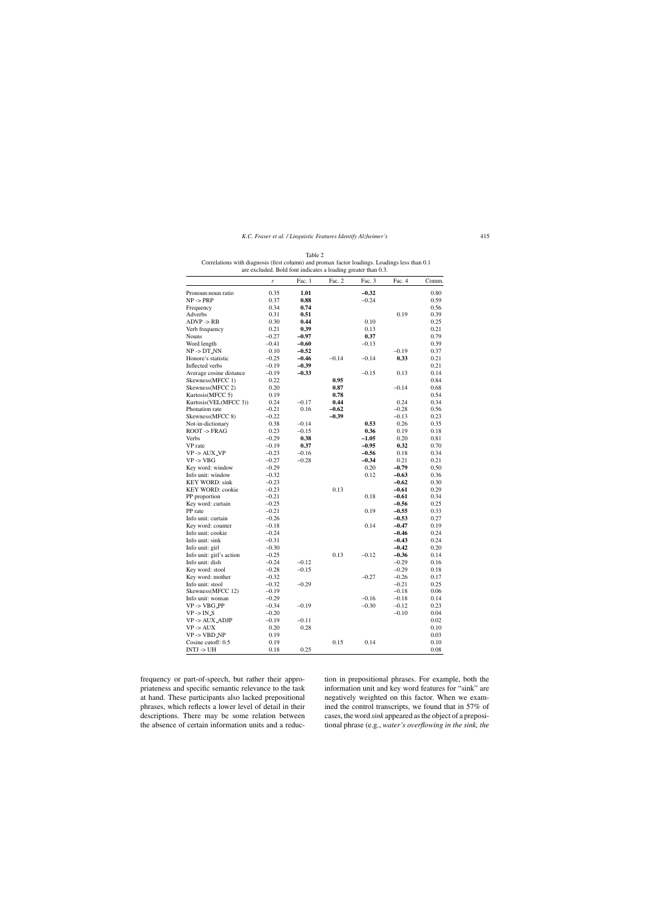Table 2
Correlations with diagnosis (first column) and promax factor loadings. Loadings less than 0.1 are excluded. Bold font indicates a loading greater than 0.3.

| | $r$ | Fac. 1 | Fac. 2 | Fac. 3 | Fac. 4 | Comm. |
|---|---|---|---|---|---|---|
| Pronoun:noun ratio | 0.35 | **1.01** | | **–0.32** | | 0.80 |
| NP -> PRP | 0.37 | **0.88** | | –0.24 | | 0.59 |
| Frequency | 0.34 | **0.74** | | | | 0.56 |
| Adverbs | 0.31 | **0.51** | | | 0.19 | 0.39 |
| ADVP -> RB | 0.30 | **0.44** | | 0.10 | | 0.25 |
| Verb frequency | 0.21 | **0.39** | | 0.13 | | 0.21 |
| Nouns | –0.27 | **–0.97** | | **0.37** | | 0.79 |
| Word length | –0.41 | **–0.60** | | –0.13 | | 0.39 |
| NP -> DT_NN | 0.10 | **–0.52** | | | –0.19 | 0.37 |
| Honore's statistic | –0.25 | **–0.46** | –0.14 | –0.14 | **0.33** | 0.21 |
| Inflected verbs | –0.19 | **–0.39** | | | | 0.21 |
| Average cosine distance | –0.19 | **–0.33** | | –0.15 | 0.13 | 0.14 |
| Skewness(MFCC 1) | 0.22 | | **0.95** | | | 0.84 |
| Skewness(MFCC 2) | 0.20 | | **0.87** | | –0.14 | 0.68 |
| Kurtosis(MFCC 5) | 0.19 | | **0.78** | | | 0.54 |
| Kurtosis(VEL(MFCC 3)) | 0.24 | –0.17 | **0.44** | | 0.24 | 0.34 |
| Phonation rate | –0.21 | 0.16 | **–0.62** | | –0.28 | 0.56 |
| Skewness(MFCC 8) | –0.22 | | **–0.39** | | –0.13 | 0.23 |
| Not-in-dictionary | 0.38 | –0.14 | | **0.53** | 0.26 | 0.35 |
| ROOT -> FRAG | 0.23 | –0.15 | | **0.36** | 0.19 | 0.18 |
| Verbs | –0.29 | **0.38** | | **–1.05** | 0.20 | 0.81 |
| VP rate | –0.19 | **0.37** | | **–0.95** | **0.32** | 0.70 |
| VP -> AUX_VP | –0.23 | –0.16 | | **–0.56** | 0.18 | 0.34 |
| VP -> VBG | –0.27 | –0.28 | | **–0.34** | 0.21 | 0.21 |
| Key word: window | –0.29 | | | 0.20 | **–0.79** | 0.50 |
| Info unit: window | –0.32 | | | 0.12 | **–0.63** | 0.36 |
| KEY WORD: sink | –0.23 | | | | **–0.62** | 0.30 |
| KEY WORD: cookie | –0.23 | | 0.13 | | **–0.61** | 0.29 |
| PP proportion | –0.21 | | | 0.18 | **–0.61** | 0.34 |
| Key word: curtain | –0.25 | | | | **–0.56** | 0.25 |
| PP rate | –0.21 | | | 0.19 | **–0.55** | 0.33 |
| Info unit: curtain | –0.26 | | | | **–0.53** | 0.27 |
| Key word: counter | –0.18 | | | 0.14 | **–0.47** | 0.19 |
| Info unit: cookie | –0.24 | | | | **–0.46** | 0.24 |
| Info unit: sink | –0.31 | | | | **–0.43** | 0.24 |
| Info unit: girl | –0.30 | | | | **–0.42** | 0.20 |
| Info unit: girl's action | –0.25 | | 0.13 | –0.12 | **–0.36** | 0.14 |
| Info unit: dish | –0.24 | –0.12 | | | –0.29 | 0.16 |
| Key word: stool | –0.28 | –0.15 | | | –0.29 | 0.18 |
| Key word: mother | –0.32 | | | –0.27 | –0.26 | 0.17 |
| Info unit: stool | –0.32 | –0.29 | | | –0.21 | 0.25 |
| Skewness(MFCC 12) | –0.19 | | | | –0.18 | 0.06 |
| Info unit: woman | –0.29 | | | –0.16 | –0.18 | 0.14 |
| VP -> VBG_PP | –0.34 | –0.19 | | –0.30 | –0.12 | 0.23 |
| VP -> IN_S | –0.20 | | | | –0.10 | 0.04 |
| VP -> AUX_ADJP | –0.19 | –0.11 | | | | 0.02 |
| VP -> AUX | 0.20 | 0.28 | | | | 0.10 |
| VP -> VBD_NP | 0.19 | | | | | 0.03 |
| Cosine cutoff: 0.5 | 0.19 | | 0.15 | 0.14 | | 0.10 |
| INTJ -> UH | 0.18 | 0.25 | | | | 0.08 |

frequency or part-of-speech, but rather their appropriateness and specific semantic relevance to the task at hand. These participants also lacked prepositional phrases, which reflects a lower level of detail in their descriptions. There may be some relation between the absence of certain information units and a reduction in prepositional phrases. For example, both the information unit and key word features for "sink" are negatively weighted on this factor. When we examined the control transcripts, we found that in 57% of cases, the word *sink* appeared as the object of a prepositional phrase (e.g., *water's overflowing in the sink, the*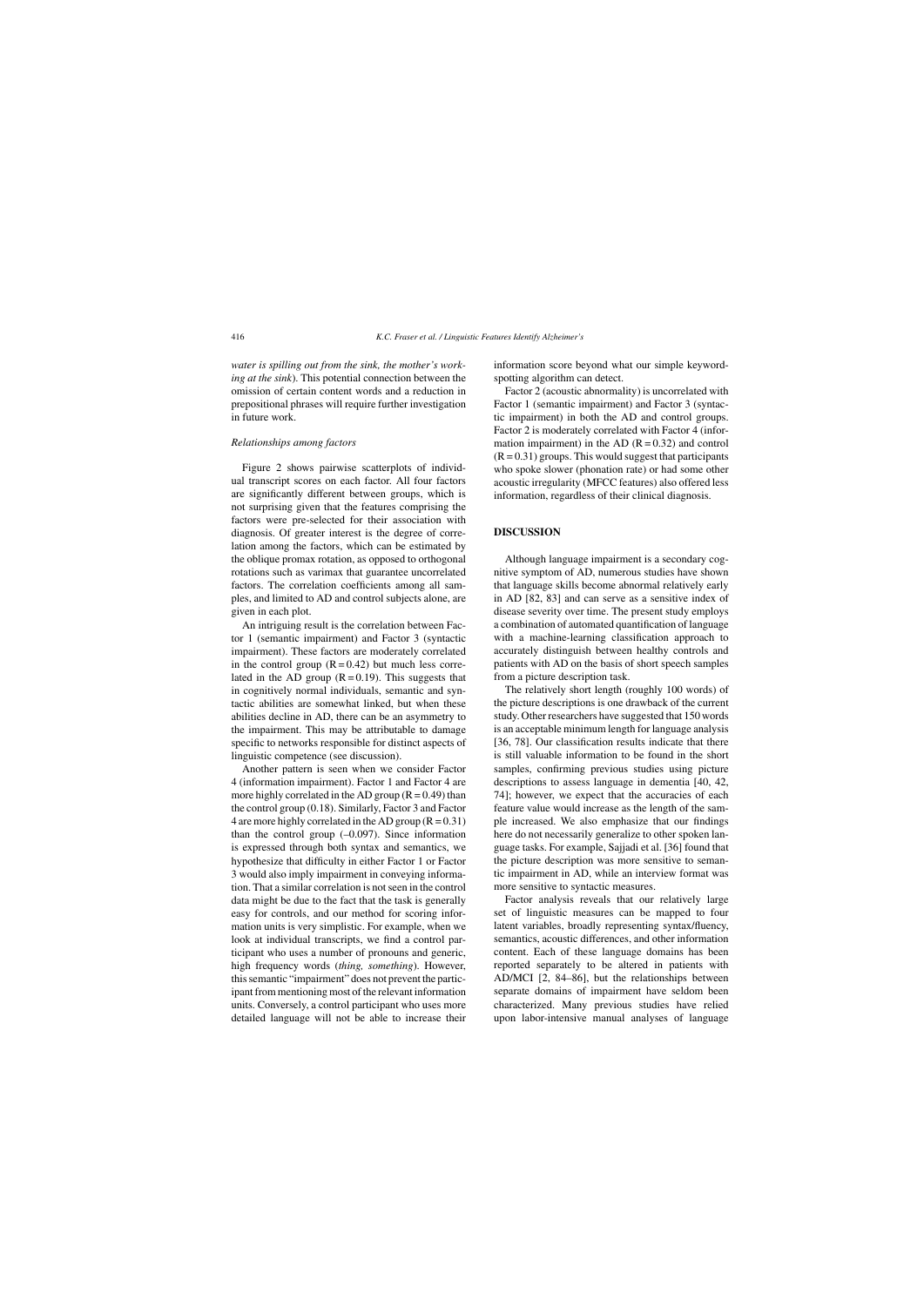*water is spilling out from the sink, the mother's working at the sink*). This potential connection between the omission of certain content words and a reduction in prepositional phrases will require further investigation in future work.

### *Relationships among factors*

Figure 2 shows pairwise scatterplots of individual transcript scores on each factor. All four factors are significantly different between groups, which is not surprising given that the features comprising the factors were pre-selected for their association with diagnosis. Of greater interest is the degree of correlation among the factors, which can be estimated by the oblique promax rotation, as opposed to orthogonal rotations such as varimax that guarantee uncorrelated factors. The correlation coefficients among all samples, and limited to AD and control subjects alone, are given in each plot.

An intriguing result is the correlation between Factor 1 (semantic impairment) and Factor 3 (syntactic impairment). These factors are moderately correlated in the control group (R = 0.42) but much less correlated in the AD group (R = 0.19). This suggests that in cognitively normal individuals, semantic and syntactic abilities are somewhat linked, but when these abilities decline in AD, there can be an asymmetry to the impairment. This may be attributable to damage specific to networks responsible for distinct aspects of linguistic competence (see discussion).

Another pattern is seen when we consider Factor 4 (information impairment). Factor 1 and Factor 4 are more highly correlated in the AD group (R = 0.49) than the control group (0.18). Similarly, Factor 3 and Factor 4 are more highly correlated in the AD group (R = 0.31) than the control group (–0.097). Since information is expressed through both syntax and semantics, we hypothesize that difficulty in either Factor 1 or Factor 3 would also imply impairment in conveying information. That a similar correlation is not seen in the control data might be due to the fact that the task is generally easy for controls, and our method for scoring information units is very simplistic. For example, when we look at individual transcripts, we find a control participant who uses a number of pronouns and generic, high frequency words (*thing, something*). However, this semantic "impairment" does not prevent the participant from mentioning most of the relevant information units. Conversely, a control participant who uses more detailed language will not be able to increase their information score beyond what our simple keyword-spotting algorithm can detect.

Factor 2 (acoustic abnormality) is uncorrelated with Factor 1 (semantic impairment) and Factor 3 (syntactic impairment) in both the AD and control groups. Factor 2 is moderately correlated with Factor 4 (information impairment) in the AD (R = 0.32) and control (R = 0.31) groups. This would suggest that participants who spoke slower (phonation rate) or had some other acoustic irregularity (MFCC features) also offered less information, regardless of their clinical diagnosis.

## DISCUSSION

Although language impairment is a secondary cognitive symptom of AD, numerous studies have shown that language skills become abnormal relatively early in AD [82, 83] and can serve as a sensitive index of disease severity over time. The present study employs a combination of automated quantification of language with a machine-learning classification approach to accurately distinguish between healthy controls and patients with AD on the basis of short speech samples from a picture description task.

The relatively short length (roughly 100 words) of the picture descriptions is one drawback of the current study. Other researchers have suggested that 150 words is an acceptable minimum length for language analysis [36, 78]. Our classification results indicate that there is still valuable information to be found in the short samples, confirming previous studies using picture descriptions to assess language in dementia [40, 42, 74]; however, we expect that the accuracies of each feature value would increase as the length of the sample increased. We also emphasize that our findings here do not necessarily generalize to other spoken language tasks. For example, Sajjadi et al. [36] found that the picture description was more sensitive to semantic impairment in AD, while an interview format was more sensitive to syntactic measures.

Factor analysis reveals that our relatively large set of linguistic measures can be mapped to four latent variables, broadly representing syntax/fluency, semantics, acoustic differences, and other information content. Each of these language domains has been reported separately to be altered in patients with AD/MCI [2, 84–86], but the relationships between separate domains of impairment have seldom been characterized. Many previous studies have relied upon labor-intensive manual analyses of language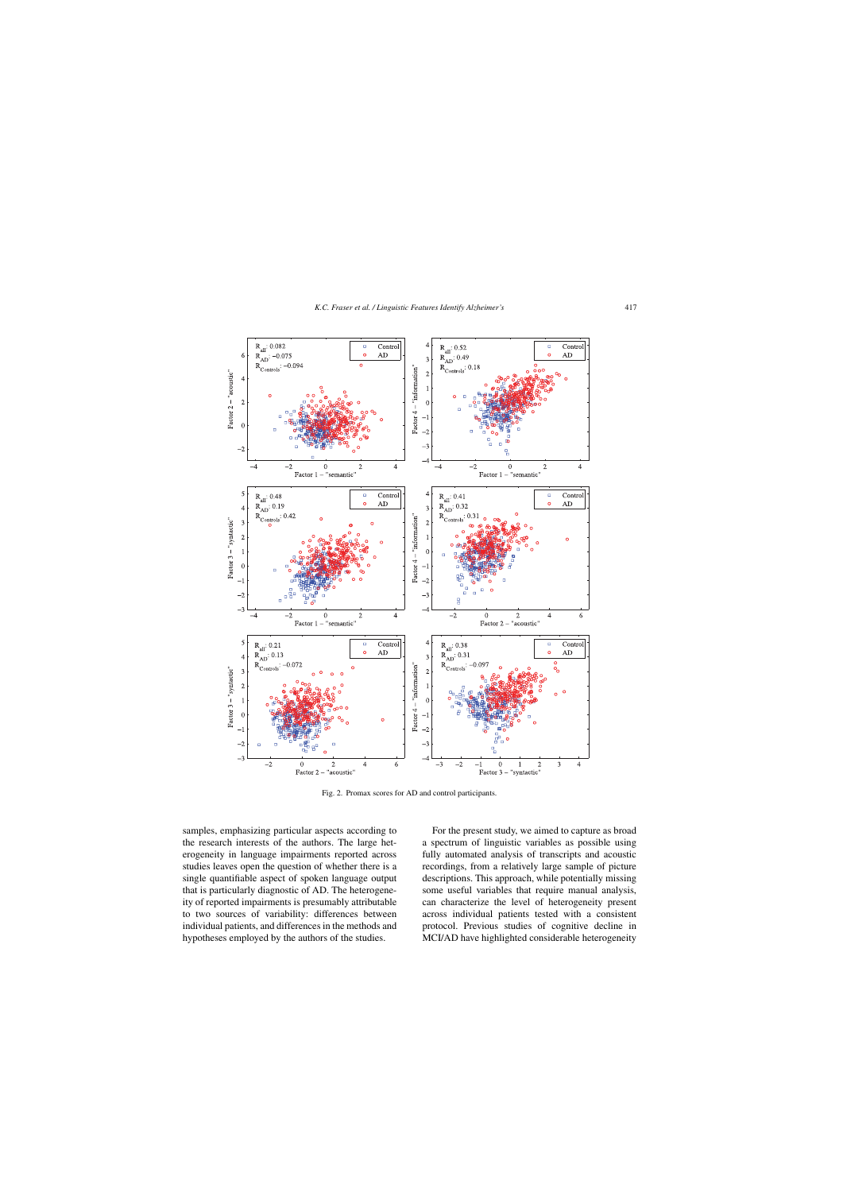Fig. 2. Promax scores for AD and control participants.

samples, emphasizing particular aspects according to the research interests of the authors. The large heterogeneity in language impairments reported across studies leaves open the question of whether there is a single quantifiable aspect of spoken language output that is particularly diagnostic of AD. The heterogeneity of reported impairments is presumably attributable to two sources of variability: differences between individual patients, and differences in the methods and hypotheses employed by the authors of the studies.

For the present study, we aimed to capture as broad a spectrum of linguistic variables as possible using fully automated analysis of transcripts and acoustic recordings, from a relatively large sample of picture descriptions. This approach, while potentially missing some useful variables that require manual analysis, can characterize the level of heterogeneity present across individual patients tested with a consistent protocol. Previous studies of cognitive decline in MCI/AD have highlighted considerable heterogeneity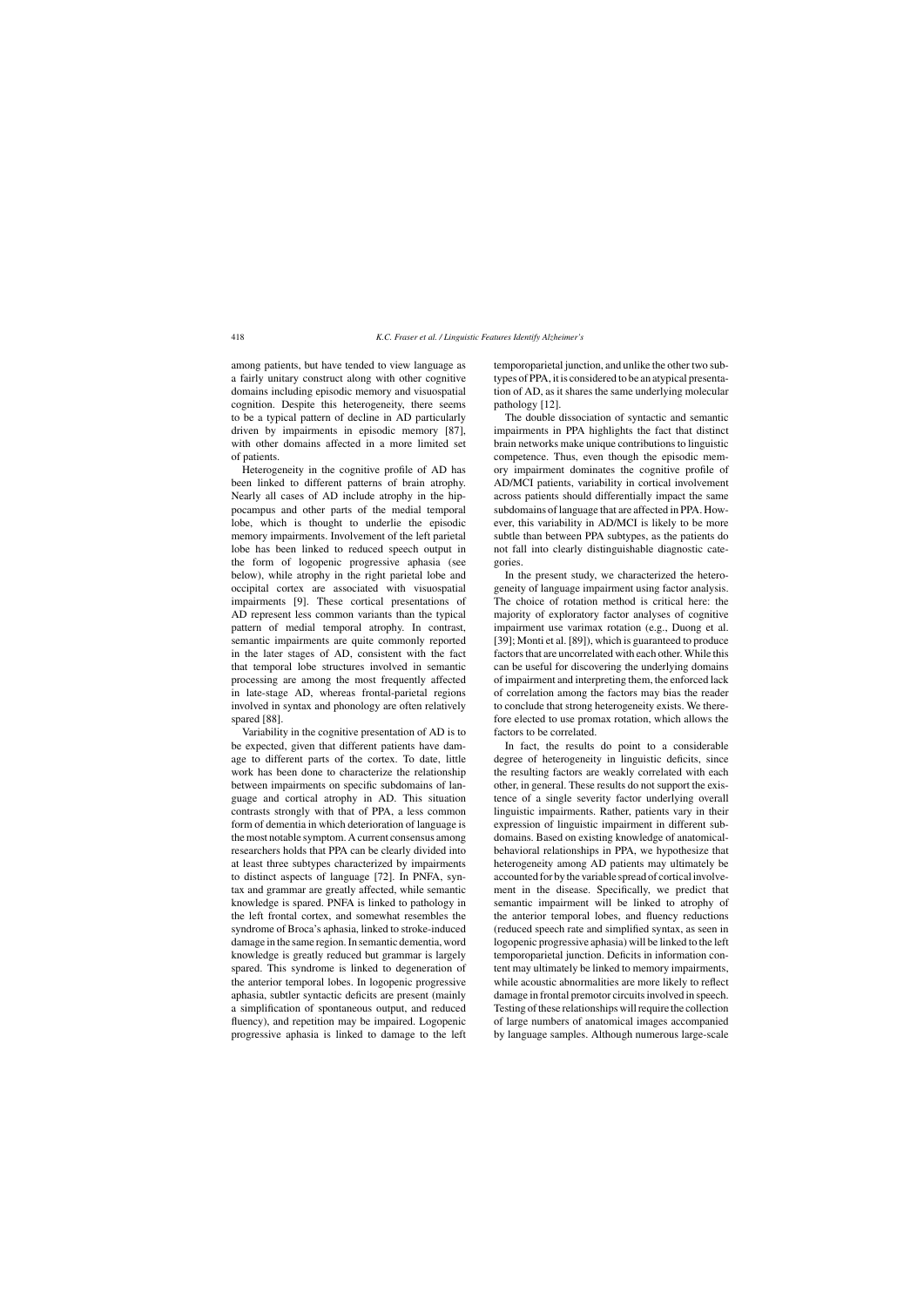among patients, but have tended to view language as a fairly unitary construct along with other cognitive domains including episodic memory and visuospatial cognition. Despite this heterogeneity, there seems to be a typical pattern of decline in AD particularly driven by impairments in episodic memory [87], with other domains affected in a more limited set of patients.

Heterogeneity in the cognitive profile of AD has been linked to different patterns of brain atrophy. Nearly all cases of AD include atrophy in the hippocampus and other parts of the medial temporal lobe, which is thought to underlie the episodic memory impairments. Involvement of the left parietal lobe has been linked to reduced speech output in the form of logopenic progressive aphasia (see below), while atrophy in the right parietal lobe and occipital cortex are associated with visuospatial impairments [9]. These cortical presentations of AD represent less common variants than the typical pattern of medial temporal atrophy. In contrast, semantic impairments are quite commonly reported in the later stages of AD, consistent with the fact that temporal lobe structures involved in semantic processing are among the most frequently affected in late-stage AD, whereas frontal-parietal regions involved in syntax and phonology are often relatively spared [88].

Variability in the cognitive presentation of AD is to be expected, given that different patients have damage to different parts of the cortex. To date, little work has been done to characterize the relationship between impairments on specific subdomains of language and cortical atrophy in AD. This situation contrasts strongly with that of PPA, a less common form of dementia in which deterioration of language is the most notable symptom. A current consensus among researchers holds that PPA can be clearly divided into at least three subtypes characterized by impairments to distinct aspects of language [72]. In PNFA, syntax and grammar are greatly affected, while semantic knowledge is spared. PNFA is linked to pathology in the left frontal cortex, and somewhat resembles the syndrome of Broca's aphasia, linked to stroke-induced damage in the same region. In semantic dementia, word knowledge is greatly reduced but grammar is largely spared. This syndrome is linked to degeneration of the anterior temporal lobes. In logopenic progressive aphasia, subtler syntactic deficits are present (mainly a simplification of spontaneous output, and reduced fluency), and repetition may be impaired. Logopenic progressive aphasia is linked to damage to the left temporoparietal junction, and unlike the other two subtypes of PPA, it is considered to be an atypical presentation of AD, as it shares the same underlying molecular pathology [12].

The double dissociation of syntactic and semantic impairments in PPA highlights the fact that distinct brain networks make unique contributions to linguistic competence. Thus, even though the episodic memory impairment dominates the cognitive profile of AD/MCI patients, variability in cortical involvement across patients should differentially impact the same subdomains of language that are affected in PPA. However, this variability in AD/MCI is likely to be more subtle than between PPA subtypes, as the patients do not fall into clearly distinguishable diagnostic categories.

In the present study, we characterized the heterogeneity of language impairment using factor analysis. The choice of rotation method is critical here: the majority of exploratory factor analyses of cognitive impairment use varimax rotation (e.g., Duong et al. [39]; Monti et al. [89]), which is guaranteed to produce factors that are uncorrelated with each other. While this can be useful for discovering the underlying domains of impairment and interpreting them, the enforced lack of correlation among the factors may bias the reader to conclude that strong heterogeneity exists. We therefore elected to use promax rotation, which allows the factors to be correlated.

In fact, the results do point to a considerable degree of heterogeneity in linguistic deficits, since the resulting factors are weakly correlated with each other, in general. These results do not support the existence of a single severity factor underlying overall linguistic impairments. Rather, patients vary in their expression of linguistic impairment in different subdomains. Based on existing knowledge of anatomical-behavioral relationships in PPA, we hypothesize that heterogeneity among AD patients may ultimately be accounted for by the variable spread of cortical involvement in the disease. Specifically, we predict that semantic impairment will be linked to atrophy of the anterior temporal lobes, and fluency reductions (reduced speech rate and simplified syntax, as seen in logopenic progressive aphasia) will be linked to the left temporoparietal junction. Deficits in information content may ultimately be linked to memory impairments, while acoustic abnormalities are more likely to reflect damage in frontal premotor circuits involved in speech. Testing of these relationships will require the collection of large numbers of anatomical images accompanied by language samples. Although numerous large-scale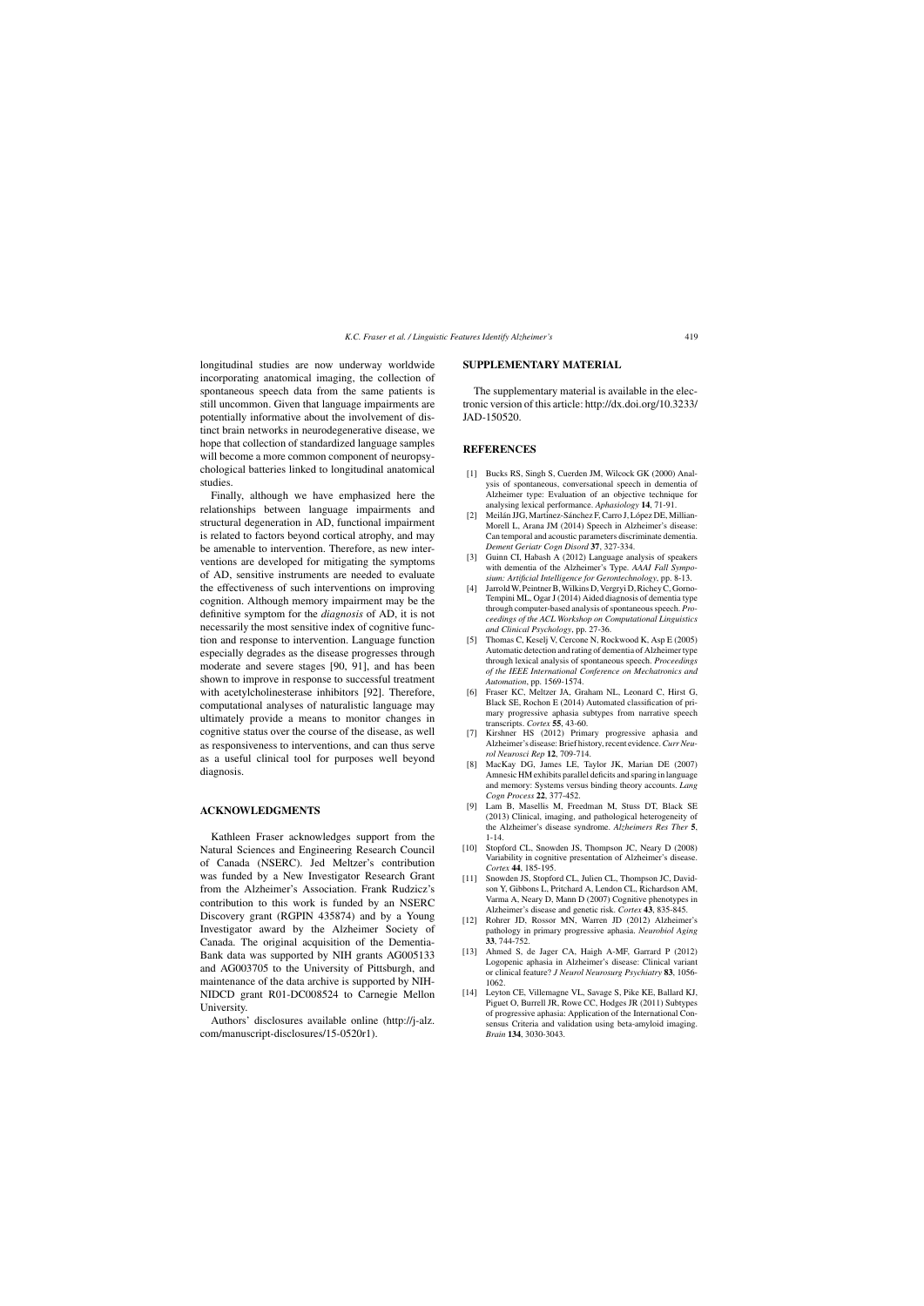longitudinal studies are now underway worldwide incorporating anatomical imaging, the collection of spontaneous speech data from the same patients is still uncommon. Given that language impairments are potentially informative about the involvement of distinct brain networks in neurodegenerative disease, we hope that collection of standardized language samples will become a more common component of neuropsychological batteries linked to longitudinal anatomical studies.

Finally, although we have emphasized here the relationships between language impairments and structural degeneration in AD, functional impairment is related to factors beyond cortical atrophy, and may be amenable to intervention. Therefore, as new interventions are developed for mitigating the symptoms of AD, sensitive instruments are needed to evaluate the effectiveness of such interventions on improving cognition. Although memory impairment may be the definitive symptom for the *diagnosis* of AD, it is not necessarily the most sensitive index of cognitive function and response to intervention. Language function especially degrades as the disease progresses through moderate and severe stages [90, 91], and has been shown to improve in response to successful treatment with acetylcholinesterase inhibitors [92]. Therefore, computational analyses of naturalistic language may ultimately provide a means to monitor changes in cognitive status over the course of the disease, as well as responsiveness to interventions, and can thus serve as a useful clinical tool for purposes well beyond diagnosis.

## ACKNOWLEDGMENTS

Kathleen Fraser acknowledges support from the Natural Sciences and Engineering Research Council of Canada (NSERC). Jed Meltzer's contribution was funded by a New Investigator Research Grant from the Alzheimer's Association. Frank Rudzicz's contribution to this work is funded by an NSERC Discovery grant (RGPIN 435874) and by a Young Investigator award by the Alzheimer Society of Canada. The original acquisition of the Dementia-Bank data was supported by NIH grants AG005133 and AG003705 to the University of Pittsburgh, and maintenance of the data archive is supported by NIH-NIDCD grant R01-DC008524 to Carnegie Mellon University.

Authors' disclosures available online (http://j-alz.com/manuscript-disclosures/15-0520r1).

## SUPPLEMENTARY MATERIAL

The supplementary material is available in the electronic version of this article: http://dx.doi.org/10.3233/JAD-150520.

## REFERENCES

[1] Bucks RS, Singh S, Cuerden JM, Wilcock GK (2000) Analysis of spontaneous, conversational speech in dementia of Alzheimer type: Evaluation of an objective technique for analysing lexical performance. *Aphasiology* **14**, 71-91.

[2] Meilán JJG, Martínez-Sánchez F, Carro J, López DE, Millian-Morell L, Arana JM (2014) Speech in Alzheimer's disease: Can temporal and acoustic parameters discriminate dementia. *Dement Geriatr Cogn Disord* **37**, 327-334.

[3] Guinn CI, Habash A (2012) Language analysis of speakers with dementia of the Alzheimer's Type. *AAAI Fall Symposium: Artificial Intelligence for Gerontechnology*, pp. 8-13.

[4] Jarrold W, Peintner B, Wilkins D, Vergryi D, Richey C, Gorno-Tempini ML, Ogar J (2014) Aided diagnosis of dementia type through computer-based analysis of spontaneous speech. *Proceedings of the ACL Workshop on Computational Linguistics and Clinical Psychology*, pp. 27-36.

[5] Thomas C, Keselj V, Cercone N, Rockwood K, Asp E (2005) Automatic detection and rating of dementia of Alzheimer type through lexical analysis of spontaneous speech. *Proceedings of the IEEE International Conference on Mechatronics and Automation*, pp. 1569-1574.

[6] Fraser KC, Meltzer JA, Graham NL, Leonard C, Hirst G, Black SE, Rochon E (2014) Automated classification of primary progressive aphasia subtypes from narrative speech transcripts. *Cortex* **55**, 43-60.

[7] Kirshner HS (2012) Primary progressive aphasia and Alzheimer's disease: Brief history, recent evidence. *Curr Neurol Neurosci Rep* **12**, 709-714.

[8] MacKay DG, James LE, Taylor JK, Marian DE (2007) Amnesic HM exhibits parallel deficits and sparing in language and memory: Systems versus binding theory accounts. *Lang Cogn Process* **22**, 377-452.

[9] Lam B, Masellis M, Freedman M, Stuss DT, Black SE (2013) Clinical, imaging, and pathological heterogeneity of the Alzheimer's disease syndrome. *Alzheimers Res Ther* **5**, 1-14.

[10] Stopford CL, Snowden JS, Thompson JC, Neary D (2008) Variability in cognitive presentation of Alzheimer's disease. *Cortex* **44**, 185-195.

[11] Snowden JS, Stopford CL, Julien CL, Thompson JC, Davidson Y, Gibbons L, Pritchard A, Lendon CL, Richardson AM, Varma A, Neary D, Mann D (2007) Cognitive phenotypes in Alzheimer's disease and genetic risk. *Cortex* **43**, 835-845.

[12] Rohrer JD, Rossor MN, Warren JD (2012) Alzheimer's pathology in primary progressive aphasia. *Neurobiol Aging* **33**, 744-752.

[13] Ahmed S, de Jager CA, Haigh A-MF, Garrard P (2012) Logopenic aphasia in Alzheimer's disease: Clinical variant or clinical feature? *J Neurol Neurosurg Psychiatry* **83**, 1056-1062.

[14] Leyton CE, Villemagne VL, Savage S, Pike KE, Ballard KJ, Piguet O, Burrell JR, Rowe CC, Hodges JR (2011) Subtypes of progressive aphasia: Application of the International Consensus Criteria and validation using beta-amyloid imaging. *Brain* **134**, 3030-3043.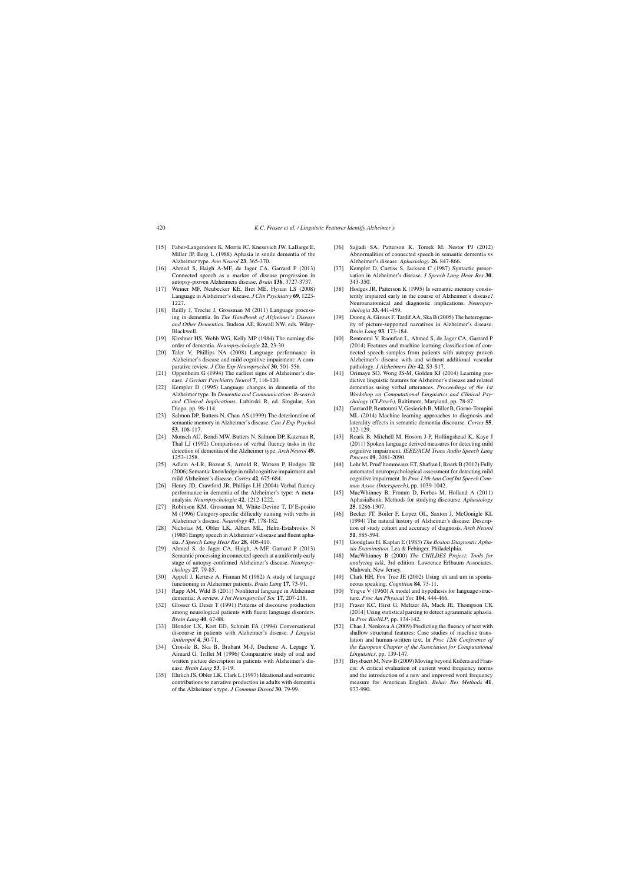[15] Faber-Langendoen K, Morris JC, Knesevich JW, LaBarge E, Miller JP, Berg L (1988) Aphasia in senile dementia of the Alzheimer type. *Ann Neurol* **23**, 365-370.

[16] Ahmed S, Haigh A-MF, de Jager CA, Garrard P (2013) Connected speech as a marker of disease progression in autopsy-proven Alzheimers disease. *Brain* **136**, 3727-3737.

[17] Weiner MF, Neubecker KE, Bret ME, Hynan LS (2008) Language in Alzheimer's disease. *J Clin Psychiatry* **69**, 1223-1227.

[18] Reilly J, Troche J, Grossman M (2011) Language processing in dementia. In *The Handbook of Alzheimer's Disease and Other Dementias*. Budson AE, Kowall NW, eds. Wiley-Blackwell.

[19] Kirshner HS, Webb WG, Kelly MP (1984) The naming disorder of dementia. *Neuropsychologia* **22**, 23-30.

[20] Taler V, Phillips NA (2008) Language performance in Alzheimer's disease and mild cognitive impairment: A comparative review. *J Clin Exp Neuropsychol* **30**, 501-556.

[21] Oppenheim G (1994) The earliest signs of Alzheimer's disease. *J Geriatr Psychiatry Neurol* **7**, 116-120.

[22] Kempler D (1995) Language changes in dementia of the Alzheimer type. In *Dementia and Communication: Research and Clinical Implications*, Lubinski R, ed. Singular, San Diego, pp. 98-114.

[23] Salmon DP, Butters N, Chan AS (1999) The deterioration of semantic memory in Alzheimer's disease. *Can J Exp Psychol* **53**, 108-117.

[24] Monsch AU, Bondi MW, Butters N, Salmon DP, Katzman R, Thal LJ (1992) Comparisons of verbal fluency tasks in the detection of dementia of the Alzheimer type. *Arch Neurol* **49**, 1253-1258.

[25] Adlam A-LR, Bozeat S, Arnold R, Watson P, Hodges JR (2006) Semantic knowledge in mild cognitive impairment and mild Alzheimer's disease. *Cortex* **42**, 675-684.

[26] Henry JD, Crawford JR, Phillips LH (2004) Verbal fluency performance in dementia of the Alzheimer's type: A meta-analysis. *Neuropsychologia* **42**, 1212-1222.

[27] Robinson KM, Grossman M, White-Devine T, D'Esposito M (1996) Category-specific difficulty naming with verbs in Alzheimer's disease. *Neurology* **47**, 178-182.

[28] Nicholas M, Obler LK, Albert ML, Helm-Estabrooks N (1985) Empty speech in Alzheimer's disease and fluent aphasia. *J Speech Lang Hear Res* **28**, 405-410.

[29] Ahmed S, de Jager CA, Haigh, A-MF, Garrard P (2013) Semantic processing in connected speech at a uniformly early stage of autopsy-confirmed Alzheimer's disease. *Neuropsychology* **27**, 79-85.

[30] Appell J, Kertesz A, Fisman M (1982) A study of language functioning in Alzheimer patients. *Brain Lang* **17**, 73-91.

[31] Rapp AM, Wild B (2011) Nonliteral language in Alzheimer dementia: A review. *J Int Neuropsychol Soc* **17**, 207-218.

[32] Glosser G, Deser T (1991) Patterns of discourse production among neurological patients with fluent language disorders. *Brain Lang* **40**, 67-88.

[33] Blonder LX, Kort ED, Schmitt FA (1994) Conversational discourse in patients with Alzheimer's disease. *J Linguist Anthropol* **4**, 50-71.

[34] Croisile B, Ska B, Brabant M-J, Duchene A, Lepage Y, Aimard G, Trillet M (1996) Comparative study of oral and written picture description in patients with Alzheimer's disease. *Brain Lang* **53**, 1-19.

[35] Ehrlich JS, Obler LK, Clark L (1997) Ideational and semantic contributions to narrative production in adults with dementia of the Alzheimer's type. *J Commun Disord* **30**, 79-99.

[36] Sajjadi SA, Patterson K, Tomek M, Nestor PJ (2012) Abnormalities of connected speech in semantic dementia vs Alzheimer's disease. *Aphasiology* **26**, 847-866.

[37] Kempler D, Curtiss S, Jackson C (1987) Syntactic preservation in Alzheimer's disease. *J Speech Lang Hear Res* **30**, 343-350.

[38] Hodges JR, Patterson K (1995) Is semantic memory consistently impaired early in the course of Alzheimer's disease? Neuroanatomical and diagnostic implications. *Neuropsychologia* **33**, 441-459.

[39] Duong A, Giroux F, Tardif AA, Ska B (2005) The heterogeneity of picture-supported narratives in Alzheimer's disease. *Brain Lang* **93**, 173-184.

[40] Rentoumi V, Raoufian L, Ahmed S, de Jager CA, Garrard P (2014) Features and machine learning classification of connected speech samples from patients with autopsy proven Alzheimer's disease with and without additional vascular pathology. *J Alzheimers Dis* **42**, S3-S17.

[41] Orimaye SO, Wong JS-M, Golden KJ (2014) Learning predictive linguistic features for Alzheimer's disease and related dementias using verbal utterances. *Proceedings of the 1st Workshop on Computational Linguistics and Clinical Psychology (CLPsych)*, Baltimore, Maryland, pp. 78-87.

[42] Garrard P, Rentoumi V, Gesierich B, Miller B, Gorno-Tempini ML (2014) Machine learning approaches to diagnosis and laterality effects in semantic dementia discourse. *Cortex* **55**, 122-129.

[43] Roark B, Mitchell M, Hosom J-P, Hollingshead K, Kaye J (2011) Spoken language derived measures for detecting mild cognitive impairment. *IEEE/ACM Trans Audio Speech Lang Process* **19**, 2081-2090.

[44] Lehr M, Prud'hommeaux ET, Shafran I, Roark B (2012) Fully automated neuropsychological assessment for detecting mild cognitive impairment. In *Proc 13th Ann Conf Int Speech Commun Assoc (Interspeech)*, pp. 1039-1042.

[45] MacWhinney B, Fromm D, Forbes M, Holland A (2011) AphasiaBank: Methods for studying discourse. *Aphasiology* **25**, 1286-1307.

[46] Becker JT, Boiler F, Lopez OL, Saxton J, McGonigle KL (1994) The natural history of Alzheimer's disease: Description of study cohort and accuracy of diagnosis. *Arch Neurol* **51**, 585-594.

[47] Goodglass H, Kaplan E (1983) *The Boston Diagnostic Aphasia Examination*. Lea & Febinger, Philadelphia.

[48] MacWhinney B (2000) *The CHILDES Project: Tools for analyzing talk*, 3rd edition. Lawrence Erlbaum Associates, Mahwah, New Jersey.

[49] Clark HH, Fox Tree JE (2002) Using uh and um in spontaneous speaking. *Cognition* **84**, 73-11.

[50] Yngve V (1960) A model and hypothesis for language structure. *Proc Am Physical Soc* **104**, 444-466.

[51] Fraser KC, Hirst G, Meltzer JA, Mack JE, Thompson CK (2014) Using statistical parsing to detect agrammatic aphasia. In *Proc BioNLP*, pp. 134-142.

[52] Chae J, Nenkova A (2009) Predicting the fluency of text with shallow structural features: Case studies of machine translation and human-written text. In *Proc 12th Conference of the European Chapter of the Association for Computational Linguistics*, pp. 139-147.

[53] Brysbaert M, New B (2009) Moving beyond Kučera and Francis: A critical evaluation of current word frequency norms and the introduction of a new and improved word frequency measure for American English. *Behav Res Methods* **41**, 977-990.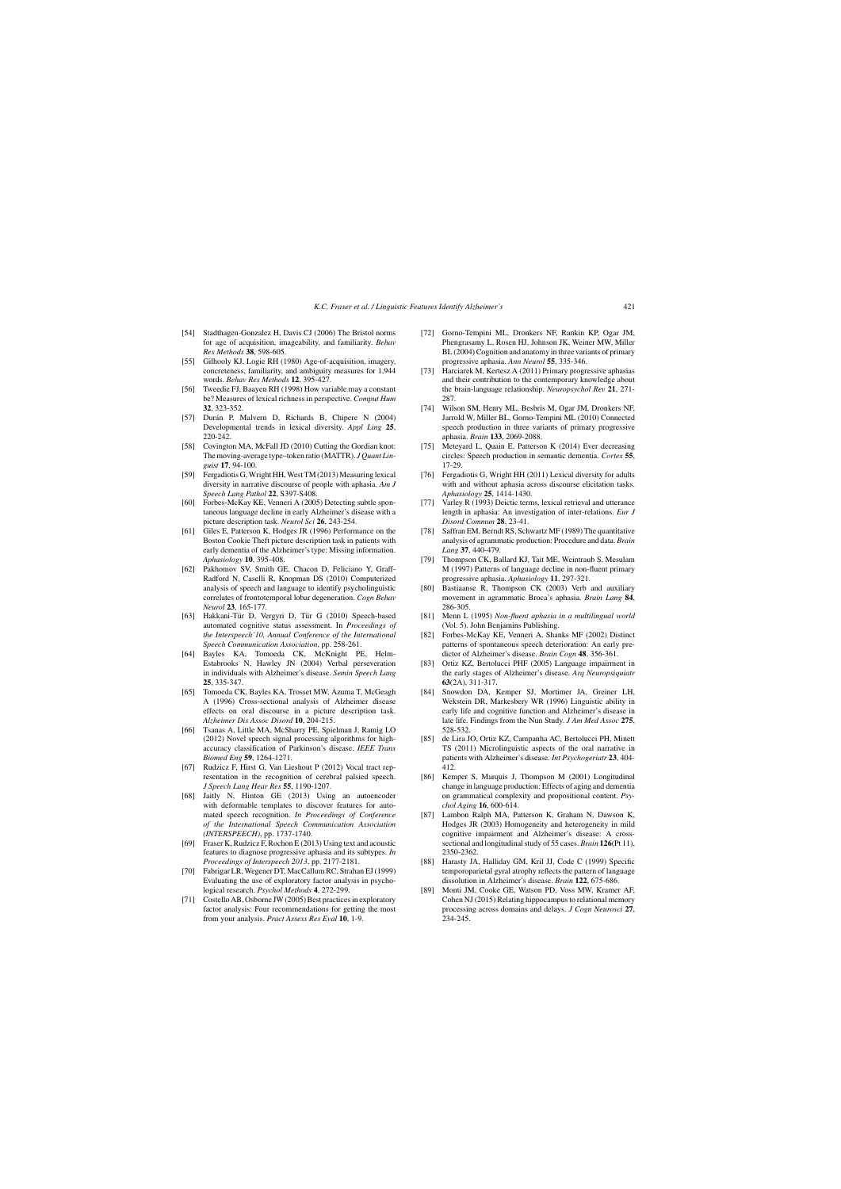[54] Stadthagen-Gonzalez H, Davis CJ (2006) The Bristol norms for age of acquisition, imageability, and familiarity. *Behav Res Methods* **38**, 598-605.

[55] Gilhooly KJ, Logie RH (1980) Age-of-acquisition, imagery, concreteness, familiarity, and ambiguity measures for 1,944 words. *Behav Res Methods* **12**, 395-427.

[56] Tweedie FJ, Baayen RH (1998) How variable may a constant be? Measures of lexical richness in perspective. *Comput Hum* **32**, 323-352.

[57] Durán P, Malvern D, Richards B, Chipere N (2004) Developmental trends in lexical diversity. *Appl Ling* **25**, 220-242.

[58] Covington MA, McFall JD (2010) Cutting the Gordian knot: The moving-average type–token ratio (MATTR). *J Quant Linguist* **17**, 94-100.

[59] Fergadiotis G, Wright HH, West TM (2013) Measuring lexical diversity in narrative discourse of people with aphasia. *Am J Speech Lang Pathol* **22**, S397-S408.

[60] Forbes-McKay KE, Venneri A (2005) Detecting subtle spontaneous language decline in early Alzheimer's disease with a picture description task. *Neurol Sci* **26**, 243-254.

[61] Giles E, Patterson K, Hodges JR (1996) Performance on the Boston Cookie Theft picture description task in patients with early dementia of the Alzheimer's type: Missing information. *Aphasiology* **10**, 395-408.

[62] Pakhomov SV, Smith GE, Chacon D, Feliciano Y, Graff-Radford N, Caselli R, Knopman DS (2010) Computerized analysis of speech and language to identify psycholinguistic correlates of frontotemporal lobar degeneration. *Cogn Behav Neurol* **23**, 165-177.

[63] Hakkani-Tür D, Vergyri D, Tür G (2010) Speech-based automated cognitive status assessment. In *Proceedings of the Interspeech'10, Annual Conference of the International Speech Communication Association*, pp. 258-261.

[64] Bayles KA, Tomoeda CK, McKnight PE, Helm-Estabrooks N, Hawley JN (2004) Verbal perseveration in individuals with Alzheimer's disease. *Semin Speech Lang* **25**, 335-347.

[65] Tomoeda CK, Bayles KA, Trosset MW, Azuma T, McGeagh A (1996) Cross-sectional analysis of Alzheimer disease effects on oral discourse in a picture description task. *Alzheimer Dis Assoc Disord* **10**, 204-215.

[66] Tsanas A, Little MA, McSharry PE, Spielman J, Ramig LO (2012) Novel speech signal processing algorithms for high-accuracy classification of Parkinson's disease. *IEEE Trans Biomed Eng* **59**, 1264-1271.

[67] Rudzicz F, Hirst G, Van Lieshout P (2012) Vocal tract representation in the recognition of cerebral palsied speech. *J Speech Lang Hear Res* **55**, 1190-1207.

[68] Jaitly N, Hinton GE (2013) Using an autoencoder with deformable templates to discover features for automated speech recognition. *In Proceedings of Conference of the International Speech Communication Association (INTERSPEECH)*, pp. 1737-1740.

[69] Fraser K, Rudzicz F, Rochon E (2013) Using text and acoustic features to diagnose progressive aphasia and its subtypes. *In Proceedings of Interspeech 2013*, pp. 2177-2181.

[70] Fabrigar LR, Wegener DT, MacCallum RC, Strahan EJ (1999) Evaluating the use of exploratory factor analysis in psychological research. *Psychol Methods* **4**, 272-299.

[71] Costello AB, Osborne JW (2005) Best practices in exploratory factor analysis: Four recommendations for getting the most from your analysis. *Pract Assess Res Eval* **10**, 1-9.

[72] Gorno-Tempini ML, Dronkers NF, Rankin KP, Ogar JM, Phengrasamy L, Rosen HJ, Johnson JK, Weiner MW, Miller BL (2004) Cognition and anatomy in three variants of primary progressive aphasia. *Ann Neurol* **55**, 335-346.

[73] Harciarek M, Kertesz A (2011) Primary progressive aphasias and their contribution to the contemporary knowledge about the brain-language relationship. *Neuropsychol Rev* **21**, 271-287.

[74] Wilson SM, Henry ML, Besbris M, Ogar JM, Dronkers NF, Jarrold W, Miller BL, Gorno-Tempini ML (2010) Connected speech production in three variants of primary progressive aphasia. *Brain* **133**, 2069-2088.

[75] Meteyard L, Quain E, Patterson K (2014) Ever decreasing circles: Speech production in semantic dementia. *Cortex* **55**, 17-29.

[76] Fergadiotis G, Wright HH (2011) Lexical diversity for adults with and without aphasia across discourse elicitation tasks. *Aphasiology* **25**, 1414-1430.

[77] Varley R (1993) Deictic terms, lexical retrieval and utterance length in aphasia: An investigation of inter-relations. *Eur J Disord Commun* **28**, 23-41.

[78] Saffran EM, Berndt RS, Schwartz MF (1989) The quantitative analysis of agrammatic production: Procedure and data. *Brain Lang* **37**, 440-479.

[79] Thompson CK, Ballard KJ, Tait ME, Weintraub S, Mesulam M (1997) Patterns of language decline in non-fluent primary progressive aphasia. *Aphasiology* **11**, 297-321.

[80] Bastiaanse R, Thompson CK (2003) Verb and auxiliary movement in agrammatic Broca's aphasia. *Brain Lang* **84**, 286-305.

[81] Menn L (1995) *Non-fluent aphasia in a multilingual world* (Vol. 5). John Benjamins Publishing.

[82] Forbes-McKay KE, Venneri A, Shanks MF (2002) Distinct patterns of spontaneous speech deterioration: An early predictor of Alzheimer's disease. *Brain Cogn* **48**, 356-361.

[83] Ortiz KZ, Bertolucci PHF (2005) Language impairment in the early stages of Alzheimer's disease. *Arq Neuropsiquiatr* **63**(2A), 311-317.

[84] Snowdon DA, Kemper SJ, Mortimer JA, Greiner LH, Wekstein DR, Markesbery WR (1996) Linguistic ability in early life and cognitive function and Alzheimer's disease in late life. Findings from the Nun Study. *J Am Med Assoc* **275**, 528-532.

[85] de Lira JO, Ortiz KZ, Campanha AC, Bertolucci PH, Minett TS (2011) Microlinguistic aspects of the oral narrative in patients with Alzheimer's disease. *Int Psychogeriatr* **23**, 404-412.

[86] Kemper S, Marquis J, Thompson M (2001) Longitudinal change in language production: Effects of aging and dementia on grammatical complexity and propositional content. *Psychol Aging* **16**, 600-614.

[87] Lambon Ralph MA, Patterson K, Graham N, Dawson K, Hodges JR (2003) Homogeneity and heterogeneity in mild cognitive impairment and Alzheimer's disease: A cross-sectional and longitudinal study of 55 cases. *Brain* **126**(Pt 11), 2350-2362.

[88] Harasty JA, Halliday GM, Kril JJ, Code C (1999) Specific temporoparietal gyral atrophy reflects the pattern of language dissolution in Alzheimer's disease. *Brain* **122**, 675-686.

[89] Monti JM, Cooke GE, Watson PD, Voss MW, Kramer AF, Cohen NJ (2015) Relating hippocampus to relational memory processing across domains and delays. *J Cogn Neurosci* **27**, 234-245.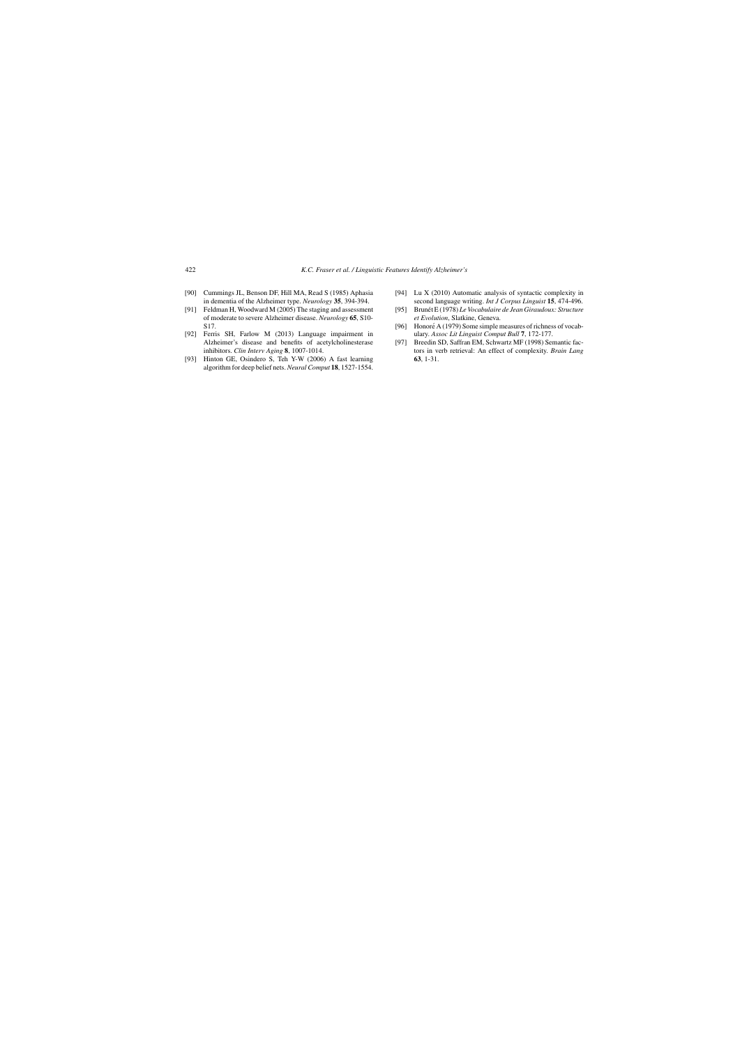[90] Cummings JL, Benson DF, Hill MA, Read S (1985) Aphasia in dementia of the Alzheimer type. *Neurology* **35**, 394-394.

[91] Feldman H, Woodward M (2005) The staging and assessment of moderate to severe Alzheimer disease. *Neurology* **65**, S10-S17.

[92] Ferris SH, Farlow M (2013) Language impairment in Alzheimer's disease and benefits of acetylcholinesterase inhibitors. *Clin Interv Aging* **8**, 1007-1014.

[93] Hinton GE, Osindero S, Teh Y-W (2006) A fast learning algorithm for deep belief nets. *Neural Comput* **18**, 1527-1554.

[94] Lu X (2010) Automatic analysis of syntactic complexity in second language writing. *Int J Corpus Linguist* **15**, 474-496.

[95] Brunét E (1978) *Le Vocabulaire de Jean Giraudoux: Structure et Evolution*, Slatkine, Geneva.

[96] Honoré A (1979) Some simple measures of richness of vocabulary. *Assoc Lit Linguist Comput Bull* **7**, 172-177.

[97] Breedin SD, Saffran EM, Schwartz MF (1998) Semantic factors in verb retrieval: An effect of complexity. *Brain Lang* **63**, 1-31.